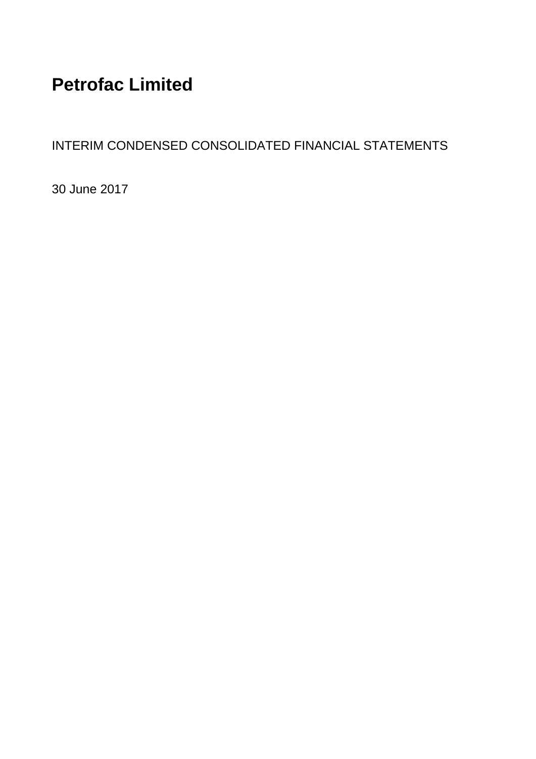# Petrofac Limited

INTERIM CONDENSED CONSOLIDATED FINANCIAL STATEMENTS

30 June 2017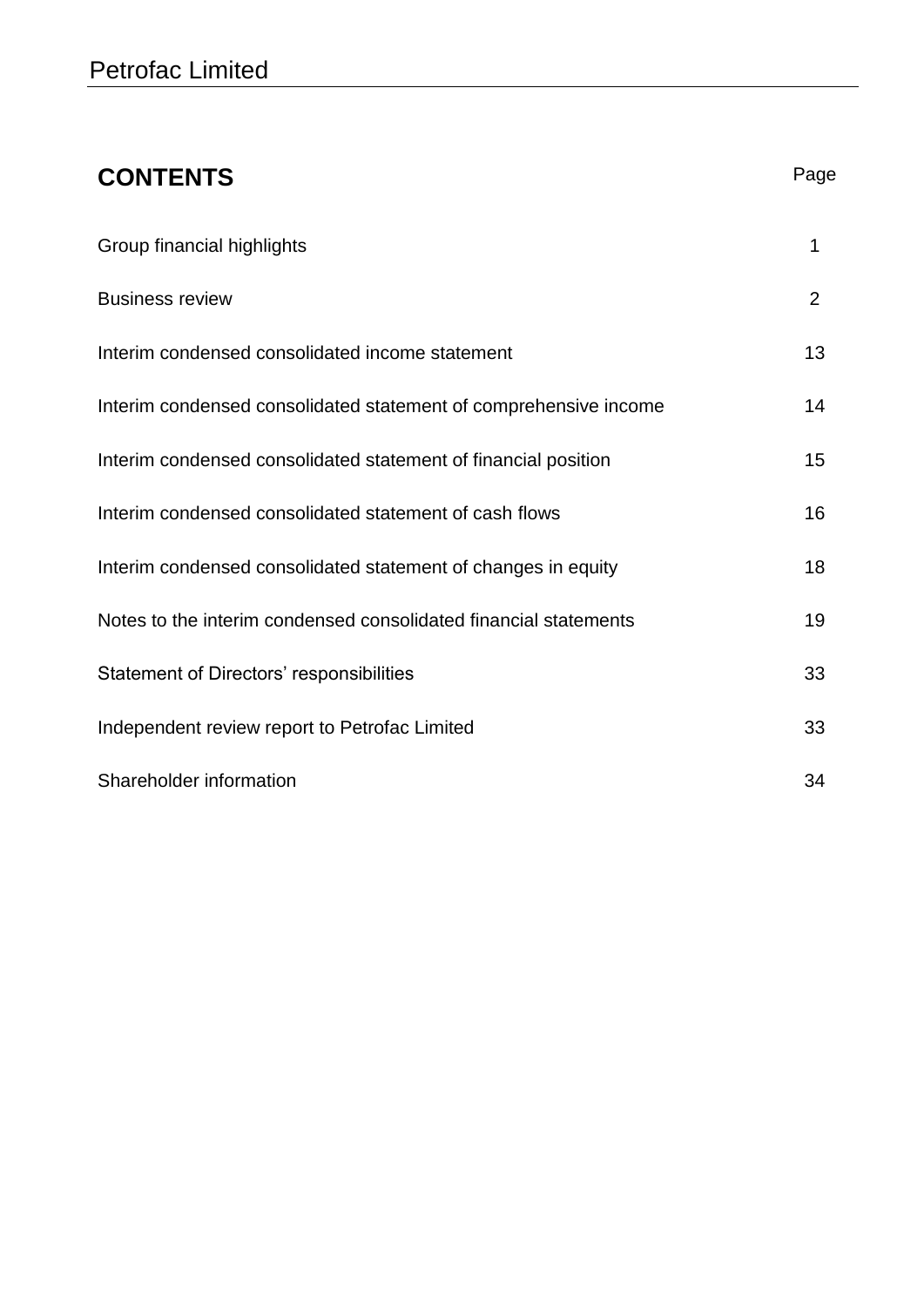## CONTENTS

| | Page |
|---|---|
| Group financial highlights | 1 |
| Business review | 2 |
| Interim condensed consolidated income statement | 13 |
| Interim condensed consolidated statement of comprehensive income | 14 |
| Interim condensed consolidated statement of financial position | 15 |
| Interim condensed consolidated statement of cash flows | 16 |
| Interim condensed consolidated statement of changes in equity | 18 |
| Notes to the interim condensed consolidated financial statements | 19 |
| Statement of Directors' responsibilities | 33 |
| Independent review report to Petrofac Limited | 33 |
| Shareholder information | 34 |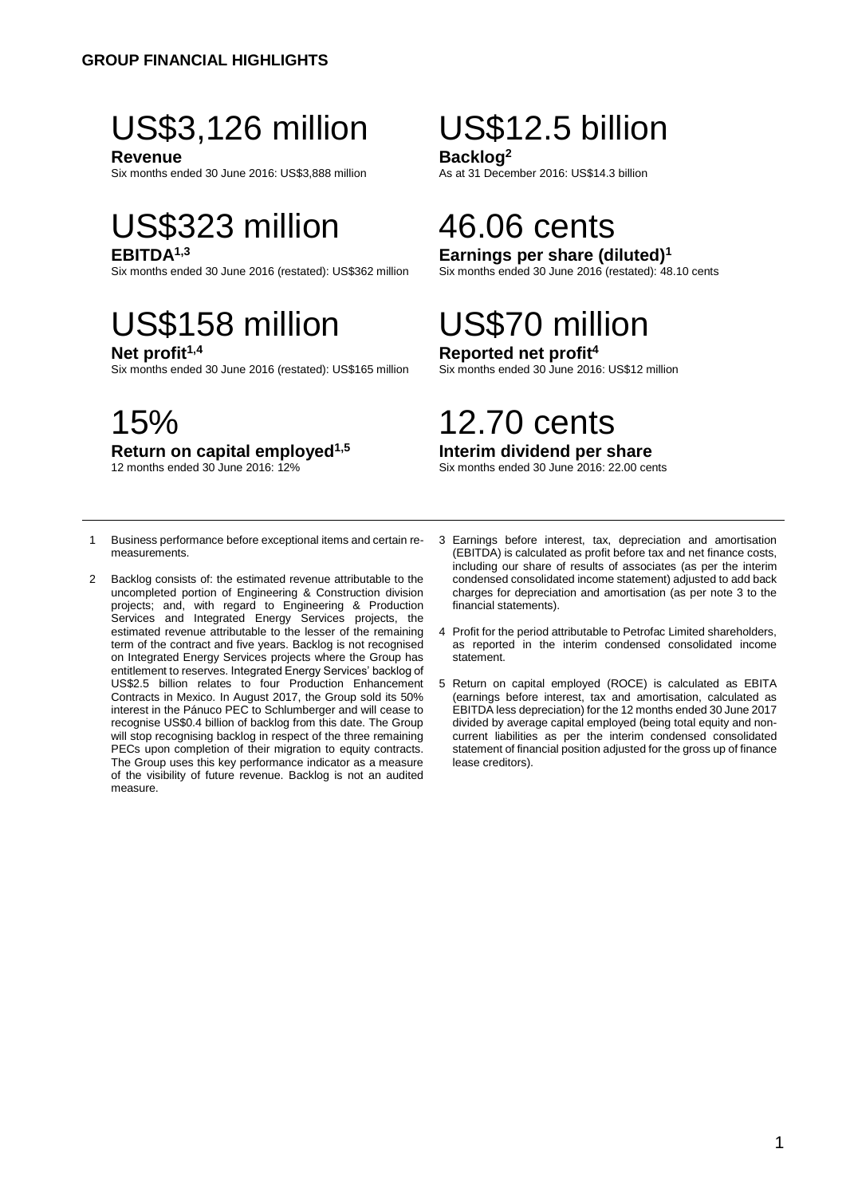## GROUP FINANCIAL HIGHLIGHTS

US$3,126 million

**Revenue**

Six months ended 30 June 2016: US$3,888 million

US$12.5 billion

**Backlog[2]**

As at 31 December 2016: US$14.3 billion

US$323 million

**EBITDA[1,3]**

Six months ended 30 June 2016 (restated): US$362 million

46.06 cents

**Earnings per share (diluted)[1]**

Six months ended 30 June 2016 (restated): 48.10 cents

US$158 million

**Net profit[1,4]**

Six months ended 30 June 2016 (restated): US$165 million

US$70 million

**Reported net profit[4]**

Six months ended 30 June 2016: US$12 million

15%

**Return on capital employed[1,5]**

12 months ended 30 June 2016: 12%

12.70 cents

**Interim dividend per share**

Six months ended 30 June 2016: 22.00 cents

---

1 Business performance before exceptional items and certain re-measurements.

2 Backlog consists of: the estimated revenue attributable to the uncompleted portion of Engineering & Construction division projects; and, with regard to Engineering & Production Services and Integrated Energy Services projects, the estimated revenue attributable to the lesser of the remaining term of the contract and five years. Backlog is not recognised on Integrated Energy Services projects where the Group has entitlement to reserves. Integrated Energy Services' backlog of US$2.5 billion relates to four Production Enhancement Contracts in Mexico. In August 2017, the Group sold its 50% interest in the Pánuco PEC to Schlumberger and will cease to recognise US$0.4 billion of backlog from this date. The Group will stop recognising backlog in respect of the three remaining PECs upon completion of their migration to equity contracts. The Group uses this key performance indicator as a measure of the visibility of future revenue. Backlog is not an audited measure.

3 Earnings before interest, tax, depreciation and amortisation (EBITDA) is calculated as profit before tax and net finance costs, including our share of results of associates (as per the interim condensed consolidated income statement) adjusted to add back charges for depreciation and amortisation (as per note 3 to the financial statements).

4 Profit for the period attributable to Petrofac Limited shareholders, as reported in the interim condensed consolidated income statement.

5 Return on capital employed (ROCE) is calculated as EBITA (earnings before interest, tax and amortisation, calculated as EBITDA less depreciation) for the 12 months ended 30 June 2017 divided by average capital employed (being total equity and non-current liabilities as per the interim condensed consolidated statement of financial position adjusted for the gross up of finance lease creditors).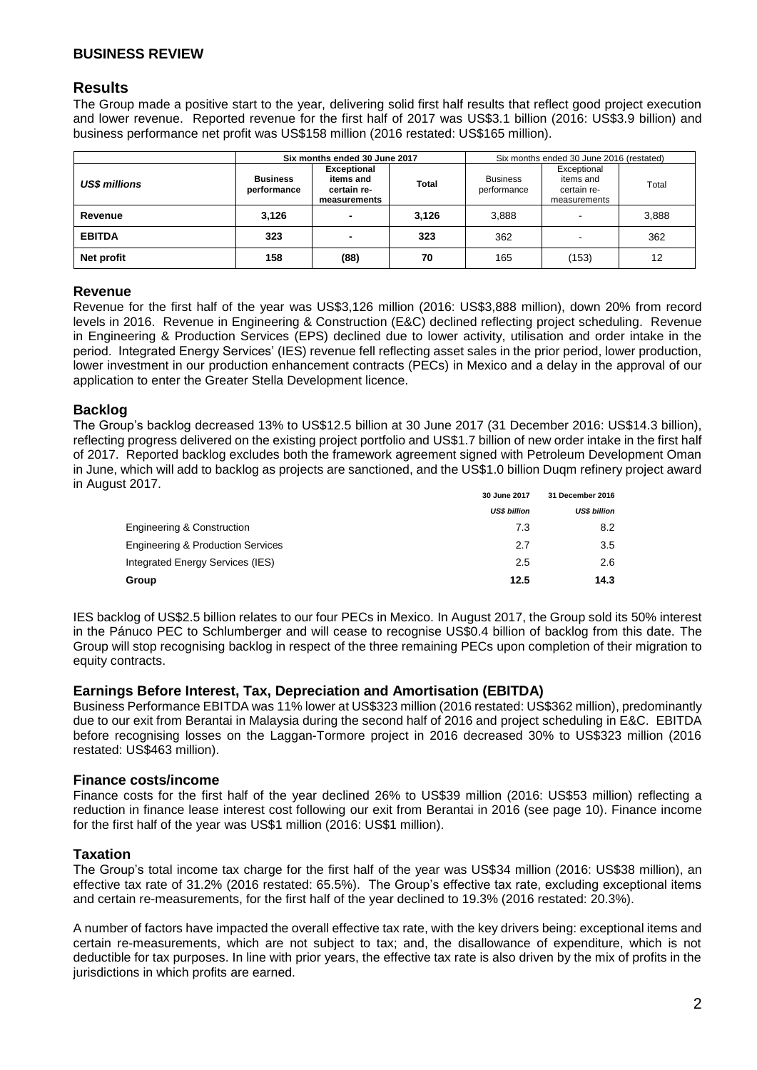## BUSINESS REVIEW

## Results

The Group made a positive start to the year, delivering solid first half results that reflect good project execution and lower revenue. Reported revenue for the first half of 2017 was US$3.1 billion (2016: US$3.9 billion) and business performance net profit was US$158 million (2016 restated: US$165 million).

| | Six months ended 30 June 2017 | | | Six months ended 30 June 2016 (restated) | | |
|---|---|---|---|---|---|---|
| ***US$ millions*** | **Business performance** | **Exceptional items and certain re-measurements** | **Total** | Business performance | Exceptional items and certain re-measurements | Total |
| **Revenue** | **3,126** | **-** | **3,126** | 3,888 | - | 3,888 |
| **EBITDA** | **323** | **-** | **323** | 362 | - | 362 |
| **Net profit** | **158** | **(88)** | **70** | 165 | (153) | 12 |

### Revenue

Revenue for the first half of the year was US$3,126 million (2016: US$3,888 million), down 20% from record levels in 2016. Revenue in Engineering & Construction (E&C) declined reflecting project scheduling. Revenue in Engineering & Production Services (EPS) declined due to lower activity, utilisation and order intake in the period. Integrated Energy Services' (IES) revenue fell reflecting asset sales in the prior period, lower production, lower investment in our production enhancement contracts (PECs) in Mexico and a delay in the approval of our application to enter the Greater Stella Development licence.

### Backlog

The Group's backlog decreased 13% to US$12.5 billion at 30 June 2017 (31 December 2016: US$14.3 billion), reflecting progress delivered on the existing project portfolio and US$1.7 billion of new order intake in the first half of 2017. Reported backlog excludes both the framework agreement signed with Petroleum Development Oman in June, which will add to backlog as projects are sanctioned, and the US$1.0 billion Duqm refinery project award in August 2017.

| | **30 June 2017** | **31 December 2016** |
|---|---|---|
| | ***US$ billion*** | ***US$ billion*** |
| Engineering & Construction | 7.3 | 8.2 |
| Engineering & Production Services | 2.7 | 3.5 |
| Integrated Energy Services (IES) | 2.5 | 2.6 |
| **Group** | **12.5** | **14.3** |

IES backlog of US$2.5 billion relates to our four PECs in Mexico. In August 2017, the Group sold its 50% interest in the Pánuco PEC to Schlumberger and will cease to recognise US$0.4 billion of backlog from this date. The Group will stop recognising backlog in respect of the three remaining PECs upon completion of their migration to equity contracts.

### Earnings Before Interest, Tax, Depreciation and Amortisation (EBITDA)

Business Performance EBITDA was 11% lower at US$323 million (2016 restated: US$362 million), predominantly due to our exit from Berantai in Malaysia during the second half of 2016 and project scheduling in E&C. EBITDA before recognising losses on the Laggan-Tormore project in 2016 decreased 30% to US$323 million (2016 restated: US$463 million).

### Finance costs/income

Finance costs for the first half of the year declined 26% to US$39 million (2016: US$53 million) reflecting a reduction in finance lease interest cost following our exit from Berantai in 2016 (see page 10). Finance income for the first half of the year was US$1 million (2016: US$1 million).

### Taxation

The Group's total income tax charge for the first half of the year was US$34 million (2016: US$38 million), an effective tax rate of 31.2% (2016 restated: 65.5%). The Group's effective tax rate, excluding exceptional items and certain re-measurements, for the first half of the year declined to 19.3% (2016 restated: 20.3%).

A number of factors have impacted the overall effective tax rate, with the key drivers being: exceptional items and certain re-measurements, which are not subject to tax; and, the disallowance of expenditure, which is not deductible for tax purposes. In line with prior years, the effective tax rate is also driven by the mix of profits in the jurisdictions in which profits are earned.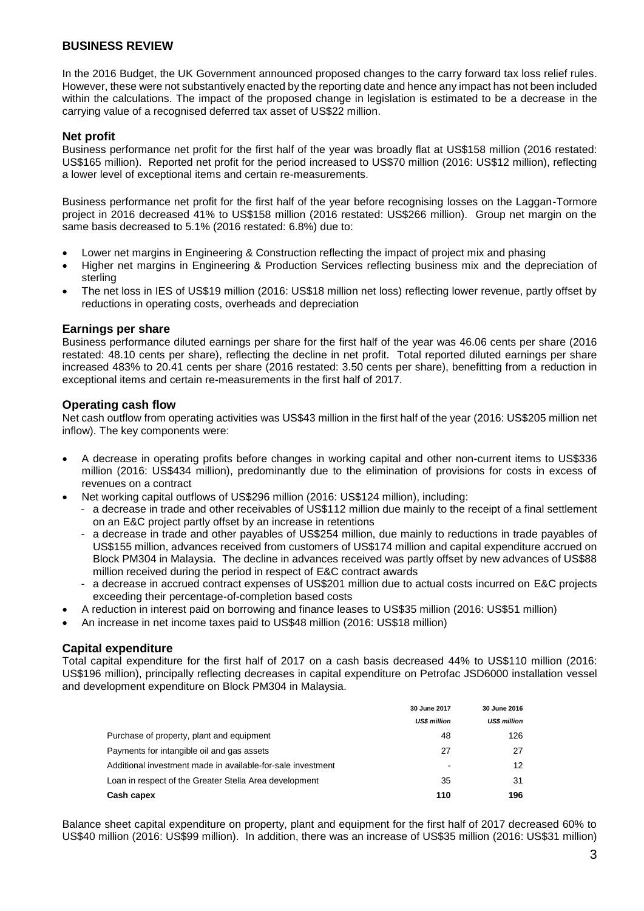## BUSINESS REVIEW

In the 2016 Budget, the UK Government announced proposed changes to the carry forward tax loss relief rules. However, these were not substantively enacted by the reporting date and hence any impact has not been included within the calculations. The impact of the proposed change in legislation is estimated to be a decrease in the carrying value of a recognised deferred tax asset of US$22 million.

### Net profit

Business performance net profit for the first half of the year was broadly flat at US$158 million (2016 restated: US$165 million). Reported net profit for the period increased to US$70 million (2016: US$12 million), reflecting a lower level of exceptional items and certain re-measurements.

Business performance net profit for the first half of the year before recognising losses on the Laggan-Tormore project in 2016 decreased 41% to US$158 million (2016 restated: US$266 million). Group net margin on the same basis decreased to 5.1% (2016 restated: 6.8%) due to:

- Lower net margins in Engineering & Construction reflecting the impact of project mix and phasing
- Higher net margins in Engineering & Production Services reflecting business mix and the depreciation of sterling
- The net loss in IES of US$19 million (2016: US$18 million net loss) reflecting lower revenue, partly offset by reductions in operating costs, overheads and depreciation

### Earnings per share

Business performance diluted earnings per share for the first half of the year was 46.06 cents per share (2016 restated: 48.10 cents per share), reflecting the decline in net profit. Total reported diluted earnings per share increased 483% to 20.41 cents per share (2016 restated: 3.50 cents per share), benefitting from a reduction in exceptional items and certain re-measurements in the first half of 2017.

### Operating cash flow

Net cash outflow from operating activities was US$43 million in the first half of the year (2016: US$205 million net inflow). The key components were:

- A decrease in operating profits before changes in working capital and other non-current items to US$336 million (2016: US$434 million), predominantly due to the elimination of provisions for costs in excess of revenues on a contract
- Net working capital outflows of US$296 million (2016: US$124 million), including:
  - a decrease in trade and other receivables of US$112 million due mainly to the receipt of a final settlement on an E&C project partly offset by an increase in retentions
  - a decrease in trade and other payables of US$254 million, due mainly to reductions in trade payables of US$155 million, advances received from customers of US$174 million and capital expenditure accrued on Block PM304 in Malaysia. The decline in advances received was partly offset by new advances of US$88 million received during the period in respect of E&C contract awards
  - a decrease in accrued contract expenses of US$201 million due to actual costs incurred on E&C projects exceeding their percentage-of-completion based costs
- A reduction in interest paid on borrowing and finance leases to US$35 million (2016: US$51 million)
- An increase in net income taxes paid to US$48 million (2016: US$18 million)

### Capital expenditure

Total capital expenditure for the first half of 2017 on a cash basis decreased 44% to US$110 million (2016: US$196 million), principally reflecting decreases in capital expenditure on Petrofac JSD6000 installation vessel and development expenditure on Block PM304 in Malaysia.

| | 30 June 2017 | 30 June 2016 |
|---|---|---|
| | *US$ million* | *US$ million* |
| Purchase of property, plant and equipment | 48 | 126 |
| Payments for intangible oil and gas assets | 27 | 27 |
| Additional investment made in available-for-sale investment | - | 12 |
| Loan in respect of the Greater Stella Area development | 35 | 31 |
| **Cash capex** | **110** | **196** |

Balance sheet capital expenditure on property, plant and equipment for the first half of 2017 decreased 60% to US$40 million (2016: US$99 million). In addition, there was an increase of US$35 million (2016: US$31 million)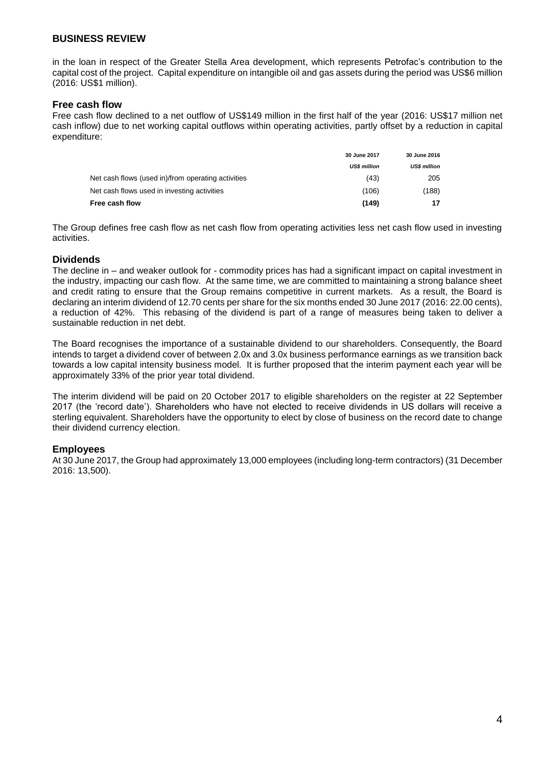## BUSINESS REVIEW

in the loan in respect of the Greater Stella Area development, which represents Petrofac's contribution to the capital cost of the project. Capital expenditure on intangible oil and gas assets during the period was US$6 million (2016: US$1 million).

### Free cash flow

Free cash flow declined to a net outflow of US$149 million in the first half of the year (2016: US$17 million net cash inflow) due to net working capital outflows within operating activities, partly offset by a reduction in capital expenditure:

| | 30 June 2017 | 30 June 2016 |
|---|---|---|
| | *US$ million* | *US$ million* |
| Net cash flows (used in)/from operating activities | (43) | 205 |
| Net cash flows used in investing activities | (106) | (188) |
| **Free cash flow** | **(149)** | **17** |

The Group defines free cash flow as net cash flow from operating activities less net cash flow used in investing activities.

### Dividends

The decline in – and weaker outlook for - commodity prices has had a significant impact on capital investment in the industry, impacting our cash flow. At the same time, we are committed to maintaining a strong balance sheet and credit rating to ensure that the Group remains competitive in current markets. As a result, the Board is declaring an interim dividend of 12.70 cents per share for the six months ended 30 June 2017 (2016: 22.00 cents), a reduction of 42%. This rebasing of the dividend is part of a range of measures being taken to deliver a sustainable reduction in net debt.

The Board recognises the importance of a sustainable dividend to our shareholders. Consequently, the Board intends to target a dividend cover of between 2.0x and 3.0x business performance earnings as we transition back towards a low capital intensity business model. It is further proposed that the interim payment each year will be approximately 33% of the prior year total dividend.

The interim dividend will be paid on 20 October 2017 to eligible shareholders on the register at 22 September 2017 (the 'record date'). Shareholders who have not elected to receive dividends in US dollars will receive a sterling equivalent. Shareholders have the opportunity to elect by close of business on the record date to change their dividend currency election.

### Employees

At 30 June 2017, the Group had approximately 13,000 employees (including long-term contractors) (31 December 2016: 13,500).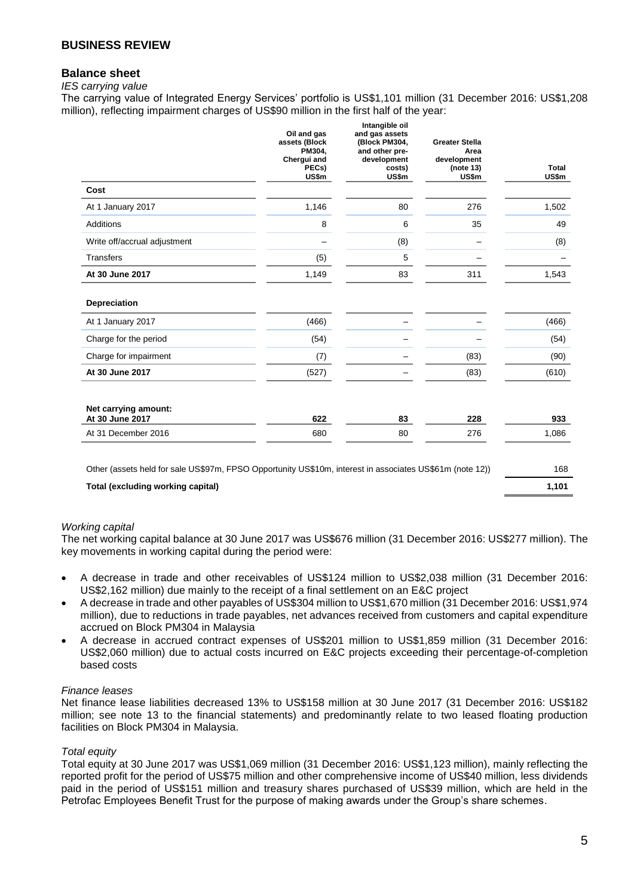## BUSINESS REVIEW

### Balance sheet

*IES carrying value*

The carrying value of Integrated Energy Services' portfolio is US$1,101 million (31 December 2016: US$1,208 million), reflecting impairment charges of US$90 million in the first half of the year:

| | Oil and gas assets (Block PM304, Chergui and PECs) US$m | Intangible oil and gas assets (Block PM304, and other pre-development costs) US$m | Greater Stella Area development (note 13) US$m | Total US$m |
|---|---|---|---|---|
| **Cost** | | | | |
| At 1 January 2017 | 1,146 | 80 | 276 | 1,502 |
| Additions | 8 | 6 | 35 | 49 |
| Write off/accrual adjustment | – | (8) | – | (8) |
| Transfers | (5) | 5 | – | – |
| **At 30 June 2017** | 1,149 | 83 | 311 | 1,543 |
| **Depreciation** | | | | |
| At 1 January 2017 | (466) | – | – | (466) |
| Charge for the period | (54) | – | – | (54) |
| Charge for impairment | (7) | – | (83) | (90) |
| **At 30 June 2017** | (527) | – | (83) | (610) |
| **Net carrying amount: At 30 June 2017** | **622** | **83** | **228** | **933** |
| At 31 December 2016 | 680 | 80 | 276 | 1,086 |
| Other (assets held for sale US$97m, FPSO Opportunity US$10m, interest in associates US$61m (note 12)) | | | | 168 |
| **Total (excluding working capital)** | | | | **1,101** |

*Working capital*

The net working capital balance at 30 June 2017 was US$676 million (31 December 2016: US$277 million). The key movements in working capital during the period were:

- A decrease in trade and other receivables of US$124 million to US$2,038 million (31 December 2016: US$2,162 million) due mainly to the receipt of a final settlement on an E&C project
- A decrease in trade and other payables of US$304 million to US$1,670 million (31 December 2016: US$1,974 million), due to reductions in trade payables, net advances received from customers and capital expenditure accrued on Block PM304 in Malaysia
- A decrease in accrued contract expenses of US$201 million to US$1,859 million (31 December 2016: US$2,060 million) due to actual costs incurred on E&C projects exceeding their percentage-of-completion based costs

*Finance leases*

Net finance lease liabilities decreased 13% to US$158 million at 30 June 2017 (31 December 2016: US$182 million; see note 13 to the financial statements) and predominantly relate to two leased floating production facilities on Block PM304 in Malaysia.

*Total equity*

Total equity at 30 June 2017 was US$1,069 million (31 December 2016: US$1,123 million), mainly reflecting the reported profit for the period of US$75 million and other comprehensive income of US$40 million, less dividends paid in the period of US$151 million and treasury shares purchased of US$39 million, which are held in the Petrofac Employees Benefit Trust for the purpose of making awards under the Group's share schemes.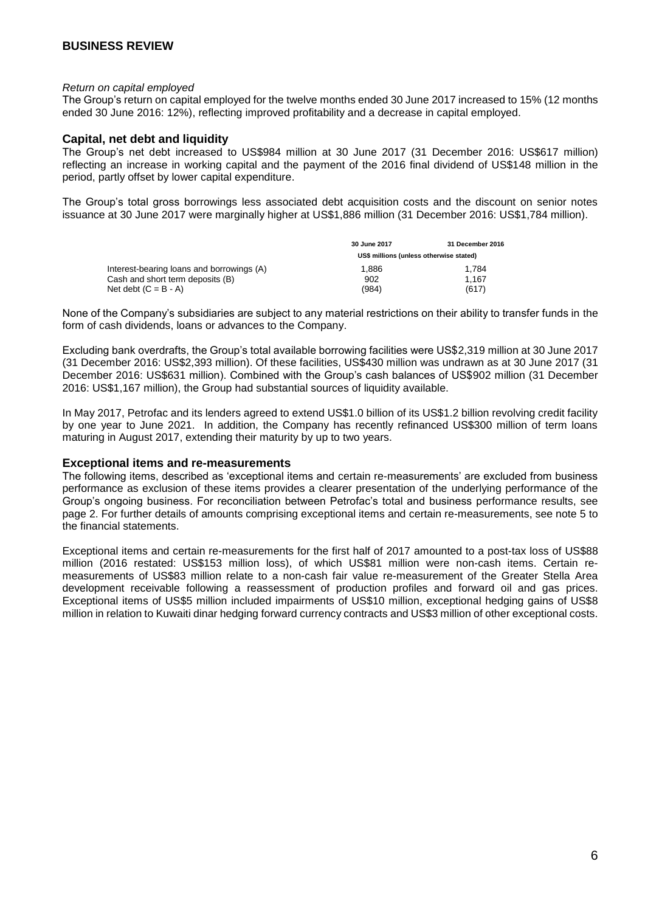## BUSINESS REVIEW

*Return on capital employed*

The Group's return on capital employed for the twelve months ended 30 June 2017 increased to 15% (12 months ended 30 June 2016: 12%), reflecting improved profitability and a decrease in capital employed.

### Capital, net debt and liquidity

The Group's net debt increased to US$984 million at 30 June 2017 (31 December 2016: US$617 million) reflecting an increase in working capital and the payment of the 2016 final dividend of US$148 million in the period, partly offset by lower capital expenditure.

The Group's total gross borrowings less associated debt acquisition costs and the discount on senior notes issuance at 30 June 2017 were marginally higher at US$1,886 million (31 December 2016: US$1,784 million).

| | 30 June 2017 | 31 December 2016 |
|---|---|---|
| | US$ millions (unless otherwise stated) | |
| Interest-bearing loans and borrowings (A) | 1,886 | 1,784 |
| Cash and short term deposits (B) | 902 | 1,167 |
| Net debt (C = B - A) | (984) | (617) |

None of the Company's subsidiaries are subject to any material restrictions on their ability to transfer funds in the form of cash dividends, loans or advances to the Company.

Excluding bank overdrafts, the Group's total available borrowing facilities were US$2,319 million at 30 June 2017 (31 December 2016: US$2,393 million). Of these facilities, US$430 million was undrawn as at 30 June 2017 (31 December 2016: US$631 million). Combined with the Group's cash balances of US$902 million (31 December 2016: US$1,167 million), the Group had substantial sources of liquidity available.

In May 2017, Petrofac and its lenders agreed to extend US$1.0 billion of its US$1.2 billion revolving credit facility by one year to June 2021. In addition, the Company has recently refinanced US$300 million of term loans maturing in August 2017, extending their maturity by up to two years.

### Exceptional items and re-measurements

The following items, described as 'exceptional items and certain re-measurements' are excluded from business performance as exclusion of these items provides a clearer presentation of the underlying performance of the Group's ongoing business. For reconciliation between Petrofac's total and business performance results, see page 2. For further details of amounts comprising exceptional items and certain re-measurements, see note 5 to the financial statements.

Exceptional items and certain re-measurements for the first half of 2017 amounted to a post-tax loss of US$88 million (2016 restated: US$153 million loss), of which US$81 million were non-cash items. Certain re-measurements of US$83 million relate to a non-cash fair value re-measurement of the Greater Stella Area development receivable following a reassessment of production profiles and forward oil and gas prices. Exceptional items of US$5 million included impairments of US$10 million, exceptional hedging gains of US$8 million in relation to Kuwaiti dinar hedging forward currency contracts and US$3 million of other exceptional costs.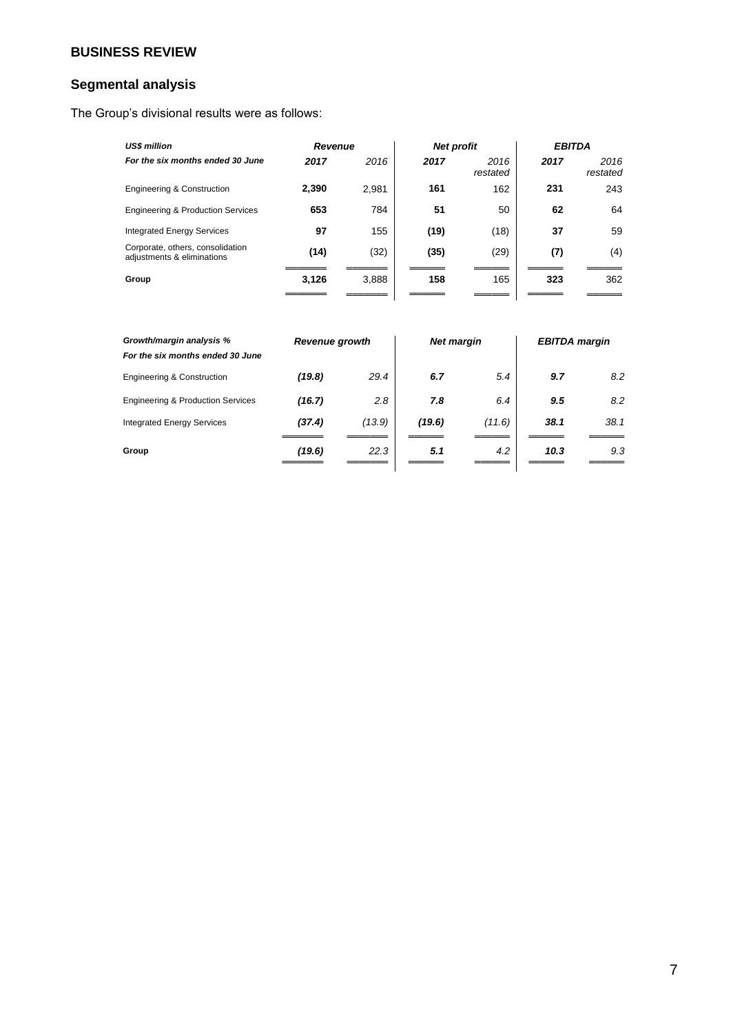## BUSINESS REVIEW

### Segmental analysis

The Group's divisional results were as follows:

| *US$ million* | *Revenue* | | *Net profit* | | *EBITDA* | |
|---|---|---|---|---|---|---|
| *For the six months ended 30 June* | ***2017*** | *2016* | ***2017*** | *2016 restated* | ***2017*** | *2016 restated* |
| Engineering & Construction | **2,390** | 2,981 | **161** | 162 | **231** | 243 |
| Engineering & Production Services | **653** | 784 | **51** | 50 | **62** | 64 |
| Integrated Energy Services | **97** | 155 | **(19)** | (18) | **37** | 59 |
| Corporate, others, consolidation adjustments & eliminations | **(14)** | (32) | **(35)** | (29) | **(7)** | (4) |
| **Group** | **3,126** | 3,888 | **158** | 165 | **323** | 362 |

| *Growth/margin analysis %* | *Revenue growth* | | *Net margin* | | *EBITDA margin* | |
|---|---|---|---|---|---|---|
| *For the six months ended 30 June* | | | | | | |
| Engineering & Construction | ***(19.8)*** | *29.4* | ***6.7*** | *5.4* | ***9.7*** | *8.2* |
| Engineering & Production Services | ***(16.7)*** | *2.8* | ***7.8*** | *6.4* | ***9.5*** | *8.2* |
| Integrated Energy Services | ***(37.4)*** | *(13.9)* | ***(19.6)*** | *(11.6)* | ***38.1*** | *38.1* |
| **Group** | ***(19.6)*** | *22.3* | ***5.1*** | *4.2* | ***10.3*** | *9.3* |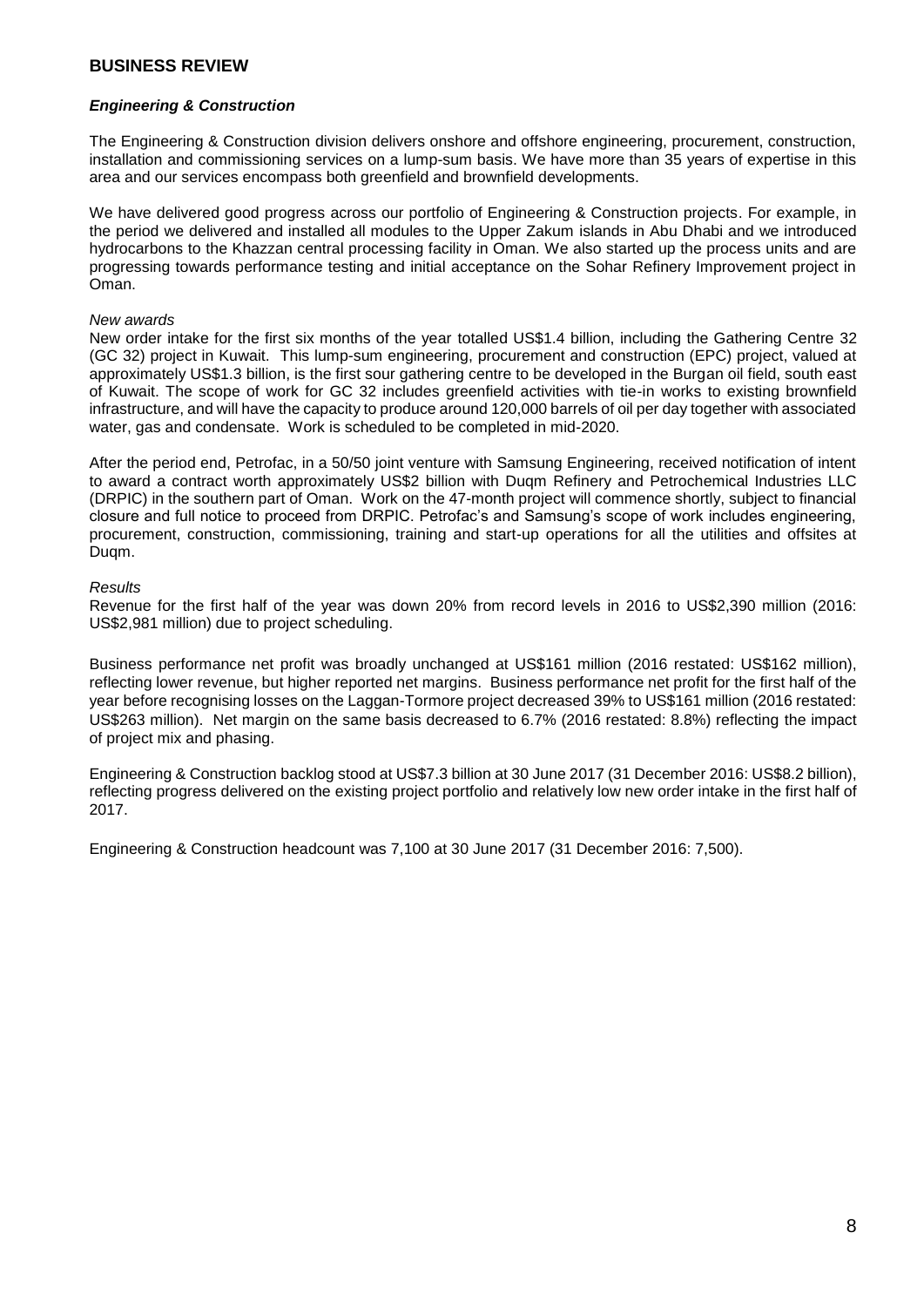## BUSINESS REVIEW

### *Engineering & Construction*

The Engineering & Construction division delivers onshore and offshore engineering, procurement, construction, installation and commissioning services on a lump-sum basis. We have more than 35 years of expertise in this area and our services encompass both greenfield and brownfield developments.

We have delivered good progress across our portfolio of Engineering & Construction projects. For example, in the period we delivered and installed all modules to the Upper Zakum islands in Abu Dhabi and we introduced hydrocarbons to the Khazzan central processing facility in Oman. We also started up the process units and are progressing towards performance testing and initial acceptance on the Sohar Refinery Improvement project in Oman.

*New awards*

New order intake for the first six months of the year totalled US$1.4 billion, including the Gathering Centre 32 (GC 32) project in Kuwait. This lump-sum engineering, procurement and construction (EPC) project, valued at approximately US$1.3 billion, is the first sour gathering centre to be developed in the Burgan oil field, south east of Kuwait. The scope of work for GC 32 includes greenfield activities with tie-in works to existing brownfield infrastructure, and will have the capacity to produce around 120,000 barrels of oil per day together with associated water, gas and condensate. Work is scheduled to be completed in mid-2020.

After the period end, Petrofac, in a 50/50 joint venture with Samsung Engineering, received notification of intent to award a contract worth approximately US$2 billion with Duqm Refinery and Petrochemical Industries LLC (DRPIC) in the southern part of Oman. Work on the 47-month project will commence shortly, subject to financial closure and full notice to proceed from DRPIC. Petrofac's and Samsung's scope of work includes engineering, procurement, construction, commissioning, training and start-up operations for all the utilities and offsites at Duqm.

*Results*

Revenue for the first half of the year was down 20% from record levels in 2016 to US$2,390 million (2016: US$2,981 million) due to project scheduling.

Business performance net profit was broadly unchanged at US$161 million (2016 restated: US$162 million), reflecting lower revenue, but higher reported net margins. Business performance net profit for the first half of the year before recognising losses on the Laggan-Tormore project decreased 39% to US$161 million (2016 restated: US$263 million). Net margin on the same basis decreased to 6.7% (2016 restated: 8.8%) reflecting the impact of project mix and phasing.

Engineering & Construction backlog stood at US$7.3 billion at 30 June 2017 (31 December 2016: US$8.2 billion), reflecting progress delivered on the existing project portfolio and relatively low new order intake in the first half of 2017.

Engineering & Construction headcount was 7,100 at 30 June 2017 (31 December 2016: 7,500).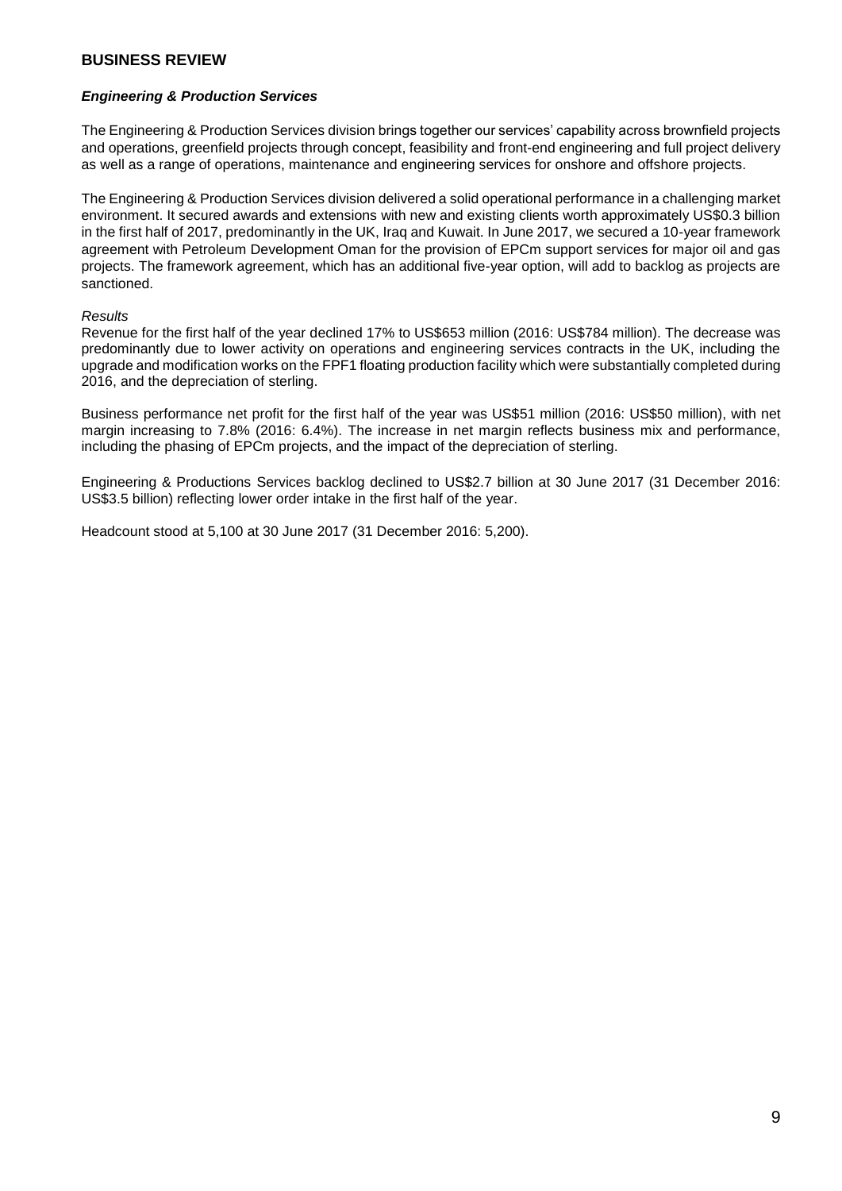## BUSINESS REVIEW

### *Engineering & Production Services*

The Engineering & Production Services division brings together our services' capability across brownfield projects and operations, greenfield projects through concept, feasibility and front-end engineering and full project delivery as well as a range of operations, maintenance and engineering services for onshore and offshore projects.

The Engineering & Production Services division delivered a solid operational performance in a challenging market environment. It secured awards and extensions with new and existing clients worth approximately US$0.3 billion in the first half of 2017, predominantly in the UK, Iraq and Kuwait. In June 2017, we secured a 10-year framework agreement with Petroleum Development Oman for the provision of EPCm support services for major oil and gas projects. The framework agreement, which has an additional five-year option, will add to backlog as projects are sanctioned.

*Results*

Revenue for the first half of the year declined 17% to US$653 million (2016: US$784 million). The decrease was predominantly due to lower activity on operations and engineering services contracts in the UK, including the upgrade and modification works on the FPF1 floating production facility which were substantially completed during 2016, and the depreciation of sterling.

Business performance net profit for the first half of the year was US$51 million (2016: US$50 million), with net margin increasing to 7.8% (2016: 6.4%). The increase in net margin reflects business mix and performance, including the phasing of EPCm projects, and the impact of the depreciation of sterling.

Engineering & Productions Services backlog declined to US$2.7 billion at 30 June 2017 (31 December 2016: US$3.5 billion) reflecting lower order intake in the first half of the year.

Headcount stood at 5,100 at 30 June 2017 (31 December 2016: 5,200).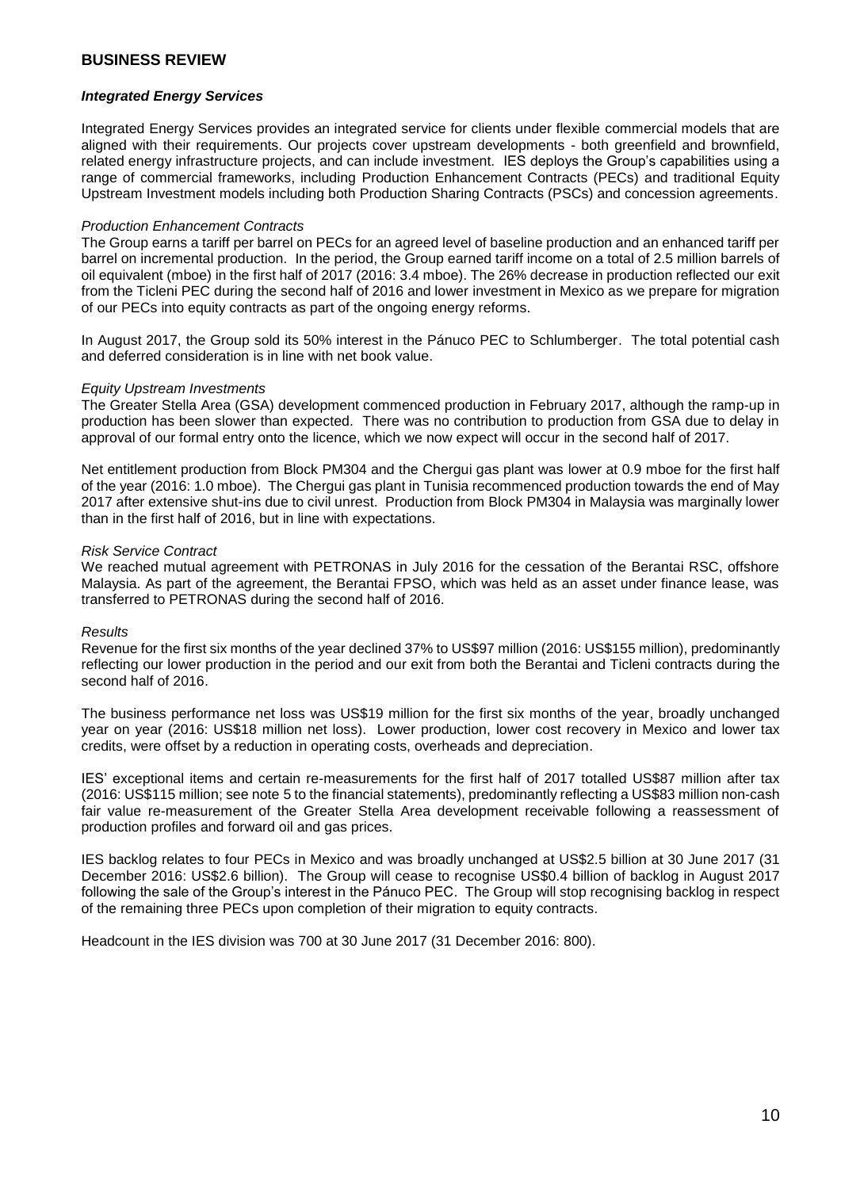## BUSINESS REVIEW

### *Integrated Energy Services*

Integrated Energy Services provides an integrated service for clients under flexible commercial models that are aligned with their requirements. Our projects cover upstream developments - both greenfield and brownfield, related energy infrastructure projects, and can include investment. IES deploys the Group's capabilities using a range of commercial frameworks, including Production Enhancement Contracts (PECs) and traditional Equity Upstream Investment models including both Production Sharing Contracts (PSCs) and concession agreements.

*Production Enhancement Contracts*

The Group earns a tariff per barrel on PECs for an agreed level of baseline production and an enhanced tariff per barrel on incremental production. In the period, the Group earned tariff income on a total of 2.5 million barrels of oil equivalent (mboe) in the first half of 2017 (2016: 3.4 mboe). The 26% decrease in production reflected our exit from the Ticleni PEC during the second half of 2016 and lower investment in Mexico as we prepare for migration of our PECs into equity contracts as part of the ongoing energy reforms.

In August 2017, the Group sold its 50% interest in the Pánuco PEC to Schlumberger. The total potential cash and deferred consideration is in line with net book value.

*Equity Upstream Investments*

The Greater Stella Area (GSA) development commenced production in February 2017, although the ramp-up in production has been slower than expected. There was no contribution to production from GSA due to delay in approval of our formal entry onto the licence, which we now expect will occur in the second half of 2017.

Net entitlement production from Block PM304 and the Chergui gas plant was lower at 0.9 mboe for the first half of the year (2016: 1.0 mboe). The Chergui gas plant in Tunisia recommenced production towards the end of May 2017 after extensive shut-ins due to civil unrest. Production from Block PM304 in Malaysia was marginally lower than in the first half of 2016, but in line with expectations.

*Risk Service Contract*

We reached mutual agreement with PETRONAS in July 2016 for the cessation of the Berantai RSC, offshore Malaysia. As part of the agreement, the Berantai FPSO, which was held as an asset under finance lease, was transferred to PETRONAS during the second half of 2016.

*Results*

Revenue for the first six months of the year declined 37% to US$97 million (2016: US$155 million), predominantly reflecting our lower production in the period and our exit from both the Berantai and Ticleni contracts during the second half of 2016.

The business performance net loss was US$19 million for the first six months of the year, broadly unchanged year on year (2016: US$18 million net loss). Lower production, lower cost recovery in Mexico and lower tax credits, were offset by a reduction in operating costs, overheads and depreciation.

IES' exceptional items and certain re-measurements for the first half of 2017 totalled US$87 million after tax (2016: US$115 million; see note 5 to the financial statements), predominantly reflecting a US$83 million non-cash fair value re-measurement of the Greater Stella Area development receivable following a reassessment of production profiles and forward oil and gas prices.

IES backlog relates to four PECs in Mexico and was broadly unchanged at US$2.5 billion at 30 June 2017 (31 December 2016: US$2.6 billion). The Group will cease to recognise US$0.4 billion of backlog in August 2017 following the sale of the Group's interest in the Pánuco PEC. The Group will stop recognising backlog in respect of the remaining three PECs upon completion of their migration to equity contracts.

Headcount in the IES division was 700 at 30 June 2017 (31 December 2016: 800).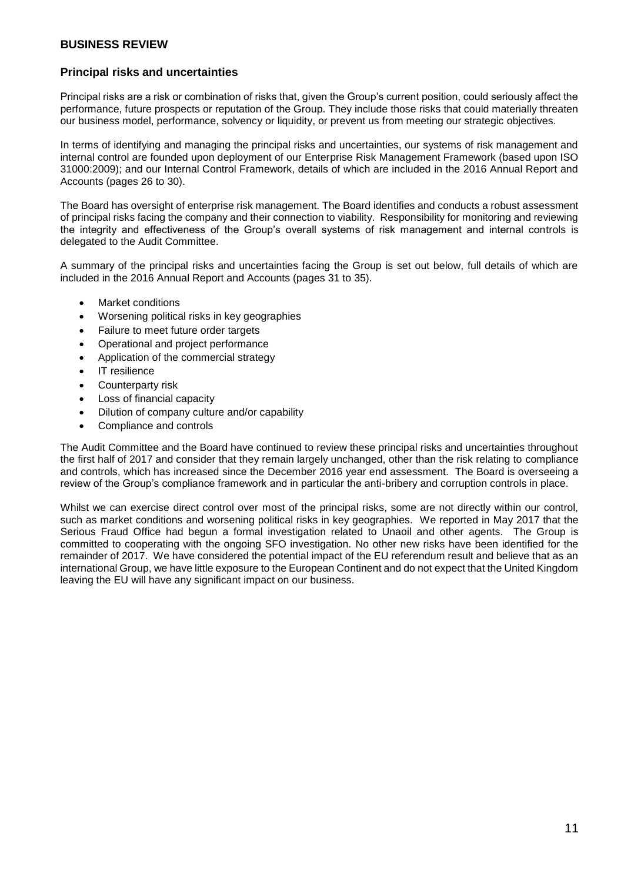## BUSINESS REVIEW

### Principal risks and uncertainties

Principal risks are a risk or combination of risks that, given the Group's current position, could seriously affect the performance, future prospects or reputation of the Group. They include those risks that could materially threaten our business model, performance, solvency or liquidity, or prevent us from meeting our strategic objectives.

In terms of identifying and managing the principal risks and uncertainties, our systems of risk management and internal control are founded upon deployment of our Enterprise Risk Management Framework (based upon ISO 31000:2009); and our Internal Control Framework, details of which are included in the 2016 Annual Report and Accounts (pages 26 to 30).

The Board has oversight of enterprise risk management. The Board identifies and conducts a robust assessment of principal risks facing the company and their connection to viability. Responsibility for monitoring and reviewing the integrity and effectiveness of the Group's overall systems of risk management and internal controls is delegated to the Audit Committee.

A summary of the principal risks and uncertainties facing the Group is set out below, full details of which are included in the 2016 Annual Report and Accounts (pages 31 to 35).

- Market conditions
- Worsening political risks in key geographies
- Failure to meet future order targets
- Operational and project performance
- Application of the commercial strategy
- IT resilience
- Counterparty risk
- Loss of financial capacity
- Dilution of company culture and/or capability
- Compliance and controls

The Audit Committee and the Board have continued to review these principal risks and uncertainties throughout the first half of 2017 and consider that they remain largely unchanged, other than the risk relating to compliance and controls, which has increased since the December 2016 year end assessment. The Board is overseeing a review of the Group's compliance framework and in particular the anti-bribery and corruption controls in place.

Whilst we can exercise direct control over most of the principal risks, some are not directly within our control, such as market conditions and worsening political risks in key geographies. We reported in May 2017 that the Serious Fraud Office had begun a formal investigation related to Unaoil and other agents. The Group is committed to cooperating with the ongoing SFO investigation. No other new risks have been identified for the remainder of 2017. We have considered the potential impact of the EU referendum result and believe that as an international Group, we have little exposure to the European Continent and do not expect that the United Kingdom leaving the EU will have any significant impact on our business.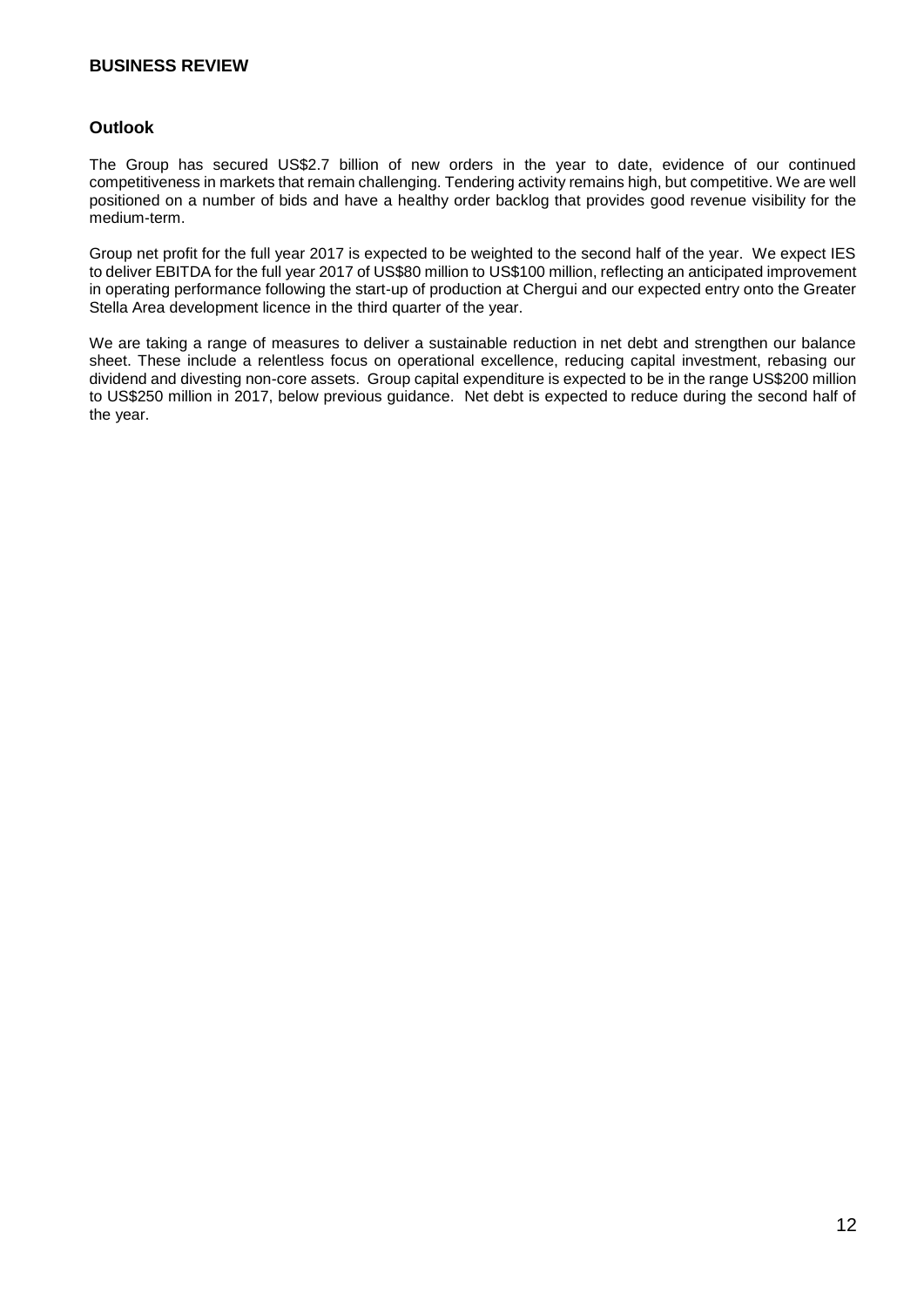## BUSINESS REVIEW

### Outlook

The Group has secured US$2.7 billion of new orders in the year to date, evidence of our continued competitiveness in markets that remain challenging. Tendering activity remains high, but competitive. We are well positioned on a number of bids and have a healthy order backlog that provides good revenue visibility for the medium-term.

Group net profit for the full year 2017 is expected to be weighted to the second half of the year. We expect IES to deliver EBITDA for the full year 2017 of US$80 million to US$100 million, reflecting an anticipated improvement in operating performance following the start-up of production at Chergui and our expected entry onto the Greater Stella Area development licence in the third quarter of the year.

We are taking a range of measures to deliver a sustainable reduction in net debt and strengthen our balance sheet. These include a relentless focus on operational excellence, reducing capital investment, rebasing our dividend and divesting non-core assets. Group capital expenditure is expected to be in the range US$200 million to US$250 million in 2017, below previous guidance. Net debt is expected to reduce during the second half of the year.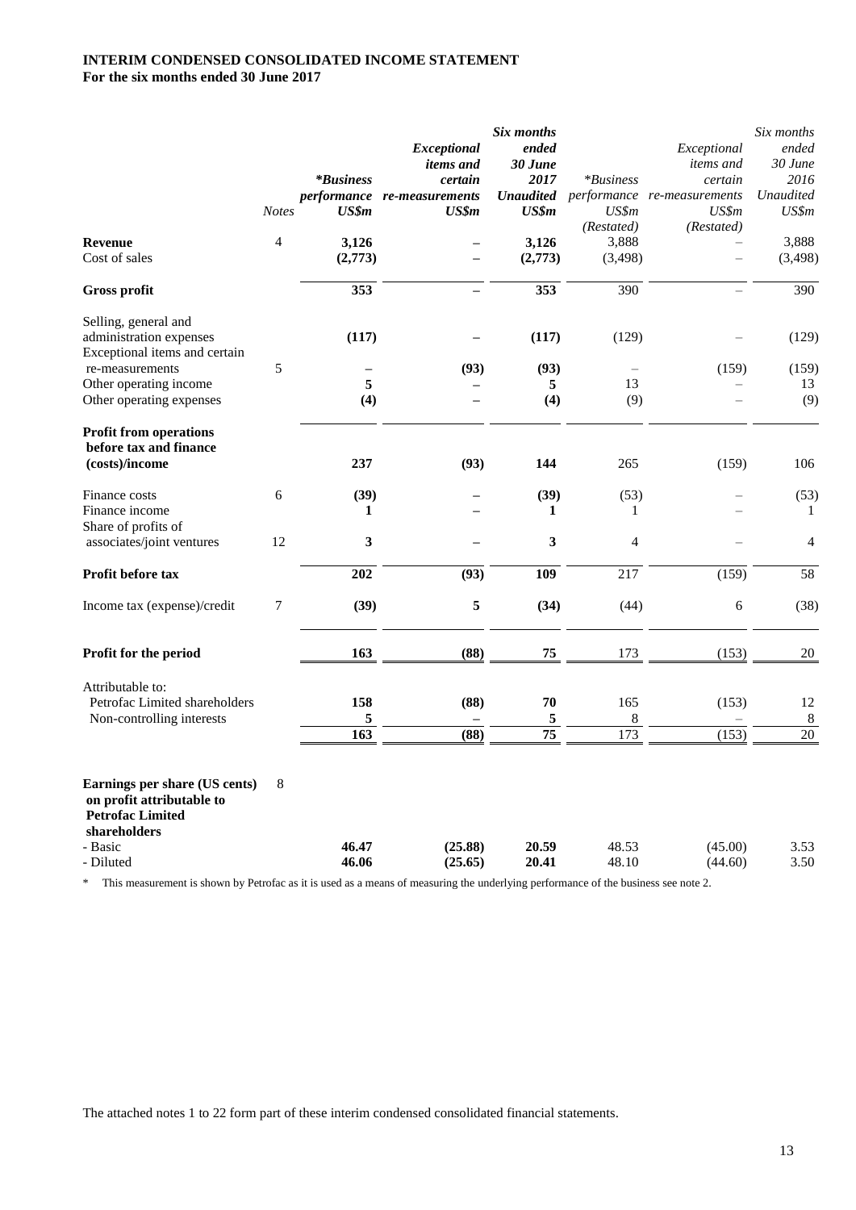**INTERIM CONDENSED CONSOLIDATED INCOME STATEMENT**
**For the six months ended 30 June 2017**

| | Notes | *Business performance US$m | Exceptional items and certain re-measurements US$m | Six months ended 30 June 2017 Unaudited US$m | *Business performance US$m (Restated) | Exceptional items and certain re-measurements US$m (Restated) | Six months ended 30 June 2016 Unaudited US$m |
|---|---|---|---|---|---|---|---|
| **Revenue** | 4 | **3,126** | **–** | **3,126** | 3,888 | – | 3,888 |
| Cost of sales | | **(2,773)** | **–** | **(2,773)** | (3,498) | – | (3,498) |
| **Gross profit** | | **353** | **–** | **353** | 390 | – | 390 |
| Selling, general and administration expenses | | **(117)** | **–** | **(117)** | (129) | – | (129) |
| Exceptional items and certain re-measurements | 5 | **–** | **(93)** | **(93)** | – | (159) | (159) |
| Other operating income | | **5** | **–** | **5** | 13 | – | 13 |
| Other operating expenses | | **(4)** | **–** | **(4)** | (9) | – | (9) |
| **Profit from operations before tax and finance (costs)/income** | | **237** | **(93)** | **144** | 265 | (159) | 106 |
| Finance costs | 6 | **(39)** | **–** | **(39)** | (53) | – | (53) |
| Finance income | | **1** | **–** | **1** | 1 | – | 1 |
| Share of profits of associates/joint ventures | 12 | **3** | **–** | **3** | 4 | – | 4 |
| **Profit before tax** | | **202** | **(93)** | **109** | 217 | (159) | 58 |
| Income tax (expense)/credit | 7 | **(39)** | **5** | **(34)** | (44) | 6 | (38) |
| **Profit for the period** | | **163** | **(88)** | **75** | 173 | (153) | 20 |
| Attributable to: | | | | | | | |
| Petrofac Limited shareholders | | **158** | **(88)** | **70** | 165 | (153) | 12 |
| Non-controlling interests | | **5** | **–** | **5** | 8 | – | 8 |
| | | **163** | **(88)** | **75** | 173 | (153) | 20 |
| **Earnings per share (US cents) on profit attributable to Petrofac Limited shareholders** | 8 | | | | | | |
| - Basic | | **46.47** | **(25.88)** | **20.59** | 48.53 | (45.00) | 3.53 |
| - Diluted | | **46.06** | **(25.65)** | **20.41** | 48.10 | (44.60) | 3.50 |

\* This measurement is shown by Petrofac as it is used as a means of measuring the underlying performance of the business see note 2.

The attached notes 1 to 22 form part of these interim condensed consolidated financial statements.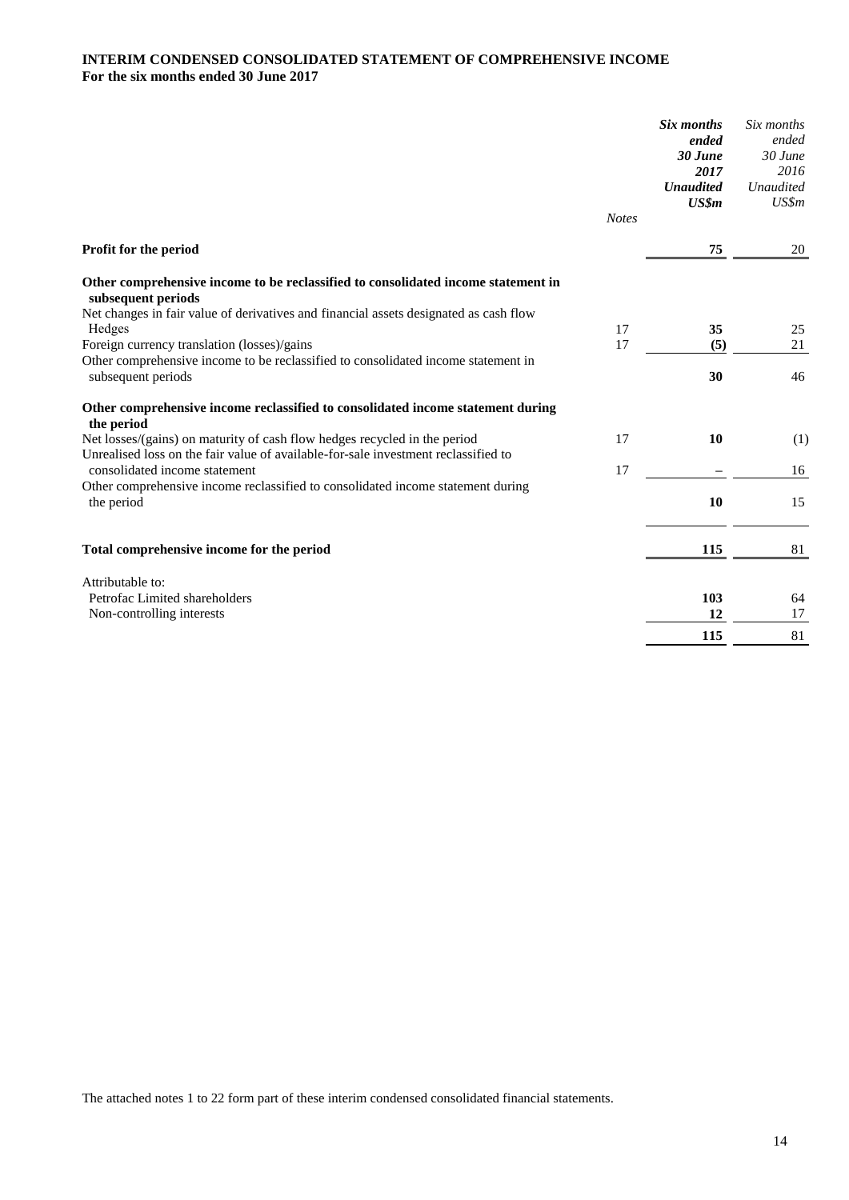**INTERIM CONDENSED CONSOLIDATED STATEMENT OF COMPREHENSIVE INCOME**
**For the six months ended 30 June 2017**

| | *Notes* | ***Six months ended 30 June 2017 Unaudited US$m*** | *Six months ended 30 June 2016 Unaudited US$m* |
|---|---|---|---|
| **Profit for the period** | | **75** | 20 |
| **Other comprehensive income to be reclassified to consolidated income statement in subsequent periods** | | | |
| Net changes in fair value of derivatives and financial assets designated as cash flow Hedges | 17 | **35** | 25 |
| Foreign currency translation (losses)/gains | 17 | **(5)** | 21 |
| Other comprehensive income to be reclassified to consolidated income statement in subsequent periods | | **30** | 46 |
| **Other comprehensive income reclassified to consolidated income statement during the period** | | | |
| Net losses/(gains) on maturity of cash flow hedges recycled in the period | 17 | **10** | (1) |
| Unrealised loss on the fair value of available-for-sale investment reclassified to consolidated income statement | 17 | **–** | 16 |
| Other comprehensive income reclassified to consolidated income statement during the period | | **10** | 15 |
| **Total comprehensive income for the period** | | **115** | 81 |
| Attributable to: | | | |
| Petrofac Limited shareholders | | **103** | 64 |
| Non-controlling interests | | **12** | 17 |
| | | **115** | 81 |

The attached notes 1 to 22 form part of these interim condensed consolidated financial statements.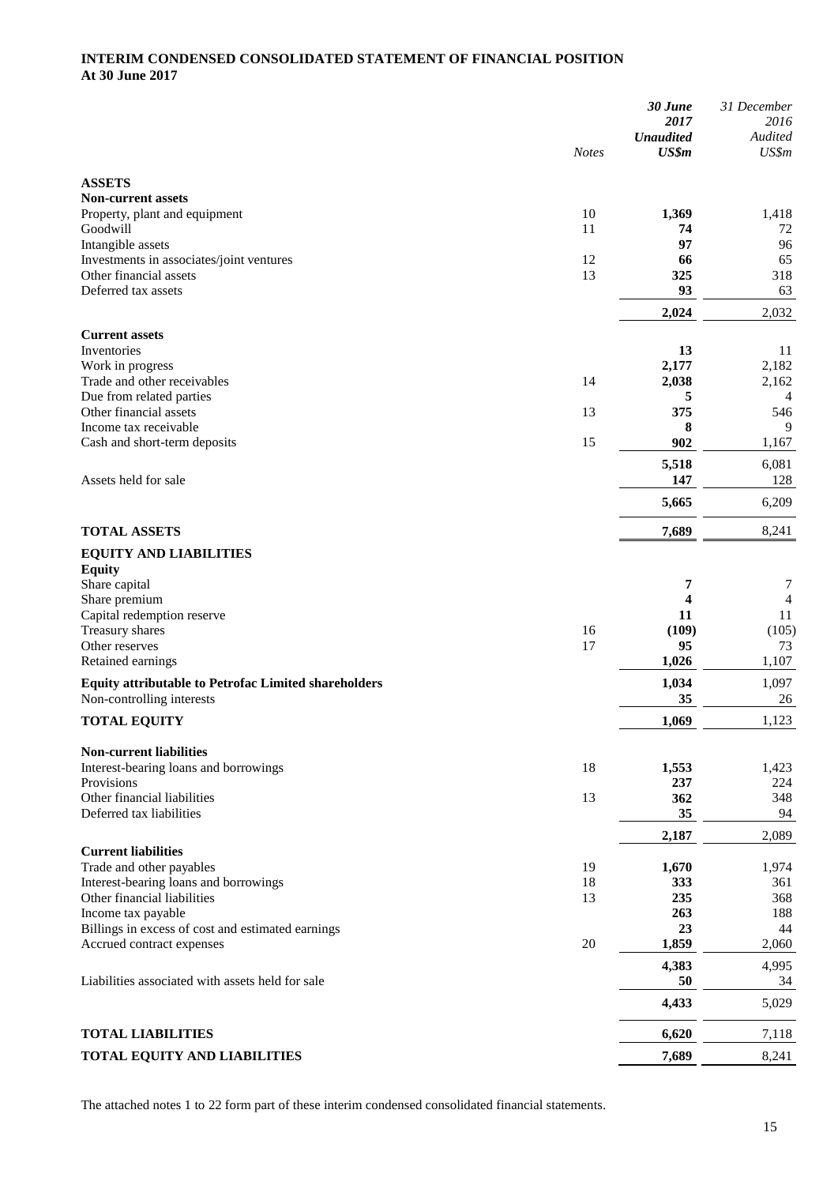# INTERIM CONDENSED CONSOLIDATED STATEMENT OF FINANCIAL POSITION
## At 30 June 2017

| | *Notes* | ***30 June 2017 Unaudited US$m*** | *31 December 2016 Audited US$m* |
|---|---|---|---|
| **ASSETS** | | | |
| **Non-current assets** | | | |
| Property, plant and equipment | 10 | **1,369** | 1,418 |
| Goodwill | 11 | **74** | 72 |
| Intangible assets | | **97** | 96 |
| Investments in associates/joint ventures | 12 | **66** | 65 |
| Other financial assets | 13 | **325** | 318 |
| Deferred tax assets | | **93** | 63 |
| | | **2,024** | 2,032 |
| **Current assets** | | | |
| Inventories | | **13** | 11 |
| Work in progress | | **2,177** | 2,182 |
| Trade and other receivables | 14 | **2,038** | 2,162 |
| Due from related parties | | **5** | 4 |
| Other financial assets | 13 | **375** | 546 |
| Income tax receivable | | **8** | 9 |
| Cash and short-term deposits | 15 | **902** | 1,167 |
| | | **5,518** | 6,081 |
| Assets held for sale | | **147** | 128 |
| | | **5,665** | 6,209 |
| **TOTAL ASSETS** | | **7,689** | 8,241 |
| **EQUITY AND LIABILITIES** | | | |
| **Equity** | | | |
| Share capital | | **7** | 7 |
| Share premium | | **4** | 4 |
| Capital redemption reserve | | **11** | 11 |
| Treasury shares | 16 | **(109)** | (105) |
| Other reserves | 17 | **95** | 73 |
| Retained earnings | | **1,026** | 1,107 |
| **Equity attributable to Petrofac Limited shareholders** | | **1,034** | 1,097 |
| Non-controlling interests | | **35** | 26 |
| **TOTAL EQUITY** | | **1,069** | 1,123 |
| **Non-current liabilities** | | | |
| Interest-bearing loans and borrowings | 18 | **1,553** | 1,423 |
| Provisions | | **237** | 224 |
| Other financial liabilities | 13 | **362** | 348 |
| Deferred tax liabilities | | **35** | 94 |
| | | **2,187** | 2,089 |
| **Current liabilities** | | | |
| Trade and other payables | 19 | **1,670** | 1,974 |
| Interest-bearing loans and borrowings | 18 | **333** | 361 |
| Other financial liabilities | 13 | **235** | 368 |
| Income tax payable | | **263** | 188 |
| Billings in excess of cost and estimated earnings | | **23** | 44 |
| Accrued contract expenses | 20 | **1,859** | 2,060 |
| | | **4,383** | 4,995 |
| Liabilities associated with assets held for sale | | **50** | 34 |
| | | **4,433** | 5,029 |
| **TOTAL LIABILITIES** | | **6,620** | 7,118 |
| **TOTAL EQUITY AND LIABILITIES** | | **7,689** | 8,241 |

The attached notes 1 to 22 form part of these interim condensed consolidated financial statements.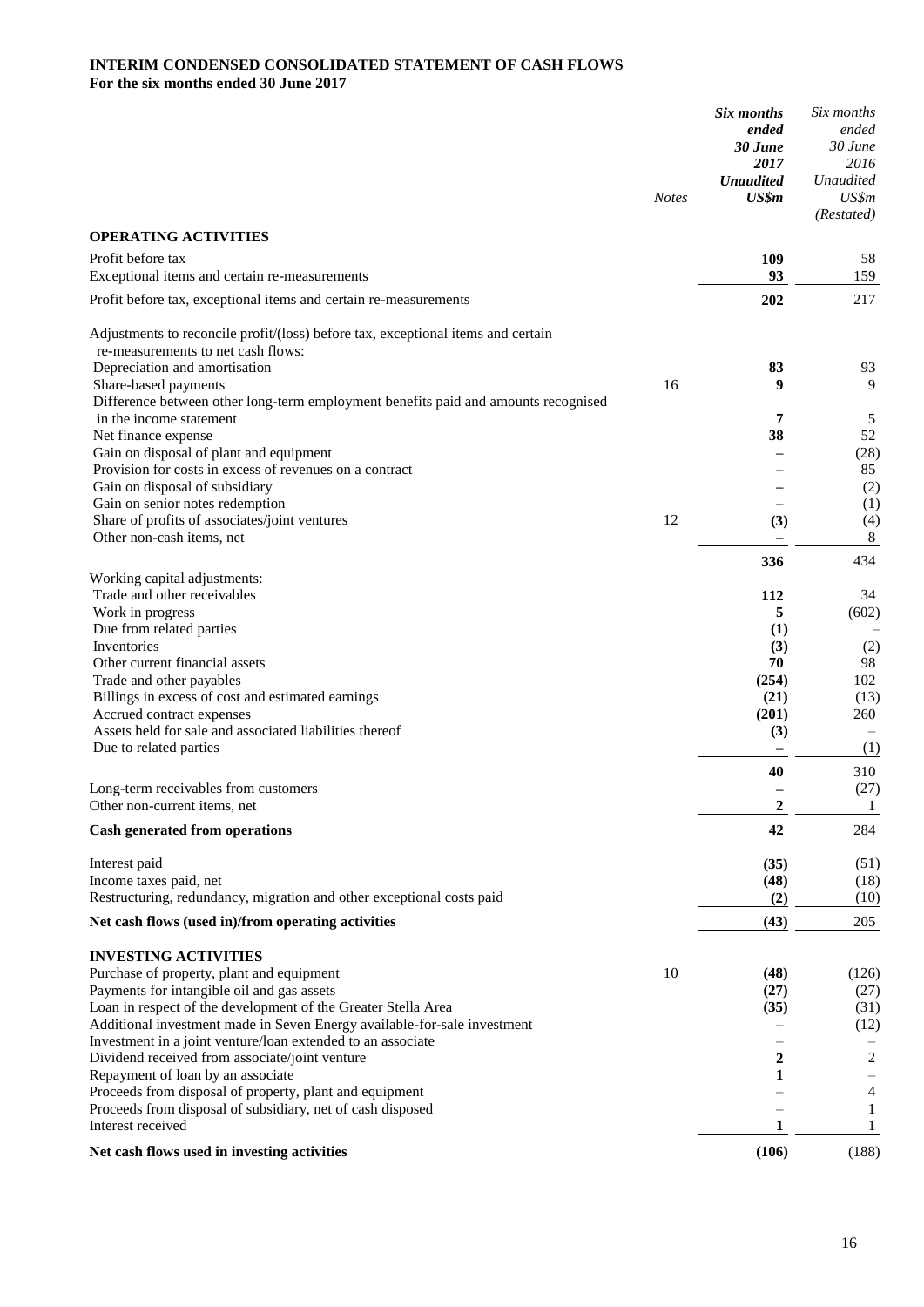# INTERIM CONDENSED CONSOLIDATED STATEMENT OF CASH FLOWS

**For the six months ended 30 June 2017**

| | Notes | ***Six months ended 30 June 2017 Unaudited US$m*** | *Six months ended 30 June 2016 Unaudited US$m (Restated)* |
|---|---|---|---|
| **OPERATING ACTIVITIES** | | | |
| Profit before tax | | **109** | 58 |
| Exceptional items and certain re-measurements | | **93** | 159 |
| Profit before tax, exceptional items and certain re-measurements | | **202** | 217 |
| Adjustments to reconcile profit/(loss) before tax, exceptional items and certain re-measurements to net cash flows: | | | |
| Depreciation and amortisation | | **83** | 93 |
| Share-based payments | 16 | **9** | 9 |
| Difference between other long-term employment benefits paid and amounts recognised in the income statement | | **7** | 5 |
| Net finance expense | | **38** | 52 |
| Gain on disposal of plant and equipment | | **–** | (28) |
| Provision for costs in excess of revenues on a contract | | **–** | 85 |
| Gain on disposal of subsidiary | | **–** | (2) |
| Gain on senior notes redemption | | **–** | (1) |
| Share of profits of associates/joint ventures | 12 | **(3)** | (4) |
| Other non-cash items, net | | **–** | 8 |
| | | **336** | 434 |
| Working capital adjustments: | | | |
| Trade and other receivables | | **112** | 34 |
| Work in progress | | **5** | (602) |
| Due from related parties | | **(1)** | – |
| Inventories | | **(3)** | (2) |
| Other current financial assets | | **70** | 98 |
| Trade and other payables | | **(254)** | 102 |
| Billings in excess of cost and estimated earnings | | **(21)** | (13) |
| Accrued contract expenses | | **(201)** | 260 |
| Assets held for sale and associated liabilities thereof | | **(3)** | – |
| Due to related parties | | **–** | (1) |
| | | **40** | 310 |
| Long-term receivables from customers | | **–** | (27) |
| Other non-current items, net | | **2** | 1 |
| **Cash generated from operations** | | **42** | 284 |
| Interest paid | | **(35)** | (51) |
| Income taxes paid, net | | **(48)** | (18) |
| Restructuring, redundancy, migration and other exceptional costs paid | | **(2)** | (10) |
| **Net cash flows (used in)/from operating activities** | | **(43)** | 205 |
| **INVESTING ACTIVITIES** | | | |
| Purchase of property, plant and equipment | 10 | **(48)** | (126) |
| Payments for intangible oil and gas assets | | **(27)** | (27) |
| Loan in respect of the development of the Greater Stella Area | | **(35)** | (31) |
| Additional investment made in Seven Energy available-for-sale investment | | – | (12) |
| Investment in a joint venture/loan extended to an associate | | – | – |
| Dividend received from associate/joint venture | | **2** | 2 |
| Repayment of loan by an associate | | **1** | – |
| Proceeds from disposal of property, plant and equipment | | – | 4 |
| Proceeds from disposal of subsidiary, net of cash disposed | | – | 1 |
| Interest received | | **1** | 1 |
| **Net cash flows used in investing activities** | | **(106)** | (188) |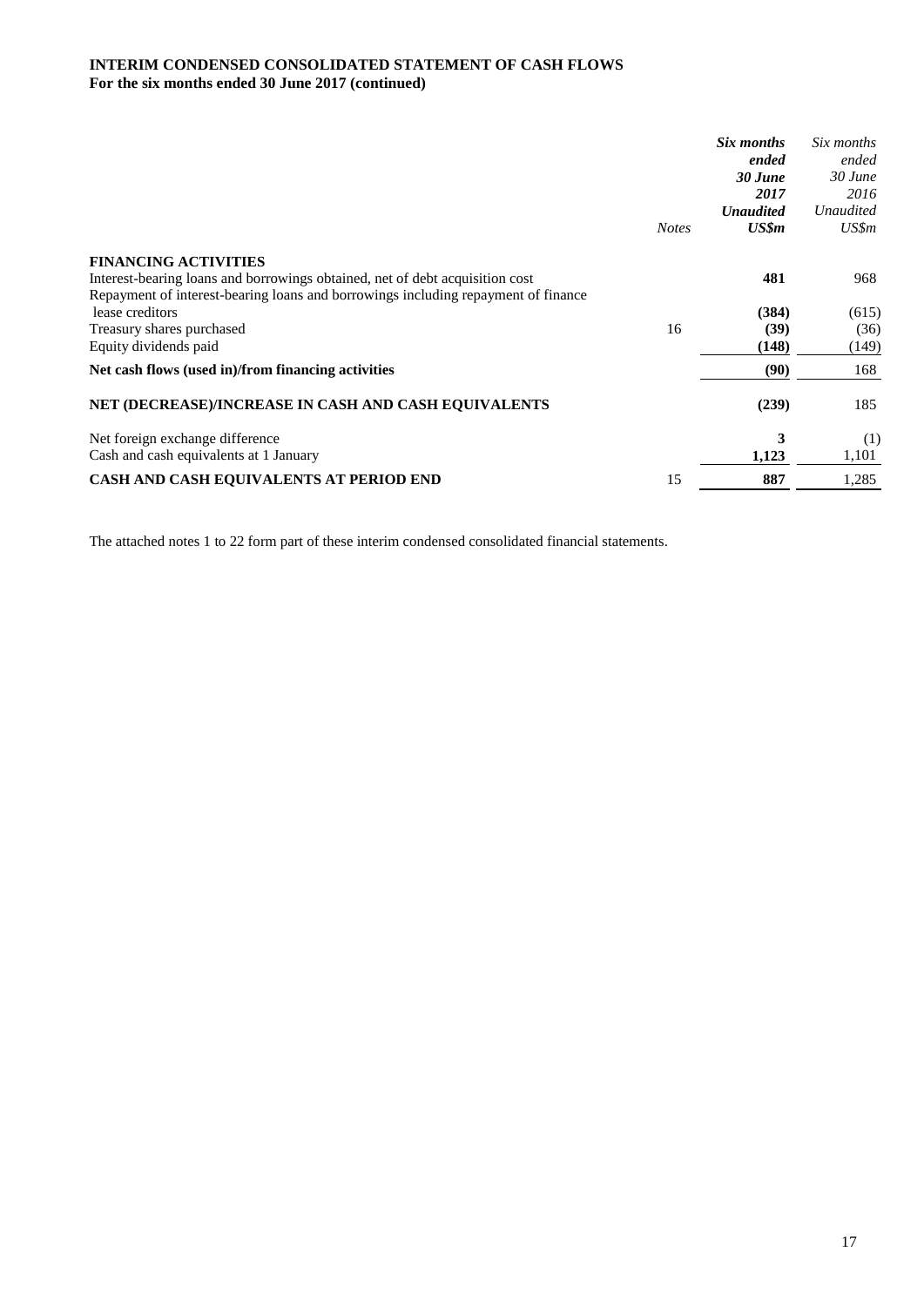**INTERIM CONDENSED CONSOLIDATED STATEMENT OF CASH FLOWS**
**For the six months ended 30 June 2017 (continued)**

| | *Notes* | ***Six months ended 30 June 2017 Unaudited US$m*** | *Six months ended 30 June 2016 Unaudited US$m* |
|---|---|---|---|
| **FINANCING ACTIVITIES** | | | |
| Interest-bearing loans and borrowings obtained, net of debt acquisition cost | | **481** | 968 |
| Repayment of interest-bearing loans and borrowings including repayment of finance lease creditors | | **(384)** | (615) |
| Treasury shares purchased | 16 | **(39)** | (36) |
| Equity dividends paid | | **(148)** | (149) |
| **Net cash flows (used in)/from financing activities** | | **(90)** | 168 |
| **NET (DECREASE)/INCREASE IN CASH AND CASH EQUIVALENTS** | | **(239)** | 185 |
| Net foreign exchange difference | | **3** | (1) |
| Cash and cash equivalents at 1 January | | **1,123** | 1,101 |
| **CASH AND CASH EQUIVALENTS AT PERIOD END** | 15 | **887** | 1,285 |

The attached notes 1 to 22 form part of these interim condensed consolidated financial statements.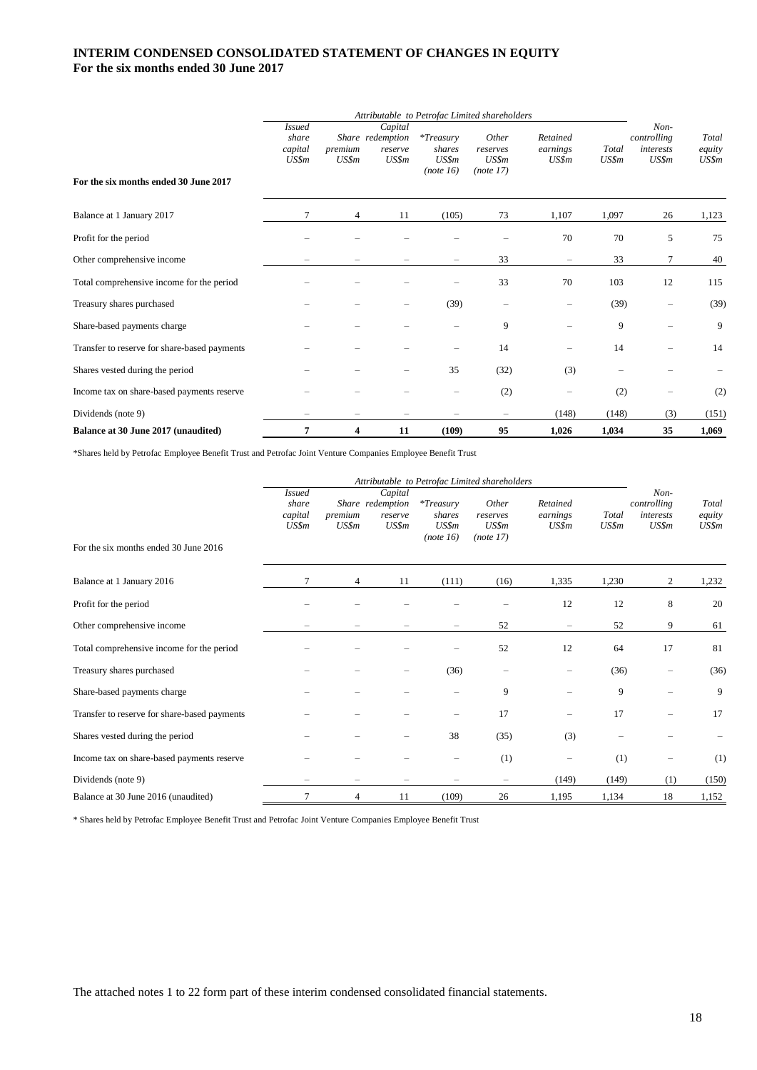# INTERIM CONDENSED CONSOLIDATED STATEMENT OF CHANGES IN EQUITY

## For the six months ended 30 June 2017

| | *Attributable to Petrofac Limited shareholders* | | | | | | | | |
|---|---|---|---|---|---|---|---|---|---|
| | *Issued share capital US$m* | *Share premium US$m* | *Capital redemption reserve US$m* | *\*Treasury shares US$m (note 16)* | *Other reserves US$m (note 17)* | *Retained earnings US$m* | *Total US$m* | *Non-controlling interests US$m* | *Total equity US$m* |
| **For the six months ended 30 June 2017** | | | | | | | | | |
| Balance at 1 January 2017 | 7 | 4 | 11 | (105) | 73 | 1,107 | 1,097 | 26 | 1,123 |
| Profit for the period | – | – | – | – | – | 70 | 70 | 5 | 75 |
| Other comprehensive income | – | – | – | – | 33 | – | 33 | 7 | 40 |
| Total comprehensive income for the period | – | – | – | – | 33 | 70 | 103 | 12 | 115 |
| Treasury shares purchased | – | – | – | (39) | – | – | (39) | – | (39) |
| Share-based payments charge | – | – | – | – | 9 | – | 9 | – | 9 |
| Transfer to reserve for share-based payments | – | – | – | – | 14 | – | 14 | – | 14 |
| Shares vested during the period | – | – | – | 35 | (32) | (3) | – | – | – |
| Income tax on share-based payments reserve | – | – | – | – | (2) | – | (2) | – | (2) |
| Dividends (note 9) | – | – | – | – | – | (148) | (148) | (3) | (151) |
| **Balance at 30 June 2017 (unaudited)** | **7** | **4** | **11** | **(109)** | **95** | **1,026** | **1,034** | **35** | **1,069** |

*Shares held by Petrofac Employee Benefit Trust and Petrofac Joint Venture Companies Employee Benefit Trust

| | *Attributable to Petrofac Limited shareholders* | | | | | | | | |
|---|---|---|---|---|---|---|---|---|---|
| | *Issued share capital US$m* | *Share premium US$m* | *Capital redemption reserve US$m* | *\*Treasury shares US$m (note 16)* | *Other reserves US$m (note 17)* | *Retained earnings US$m* | *Total US$m* | *Non-controlling interests US$m* | *Total equity US$m* |
| For the six months ended 30 June 2016 | | | | | | | | | |
| Balance at 1 January 2016 | 7 | 4 | 11 | (111) | (16) | 1,335 | 1,230 | 2 | 1,232 |
| Profit for the period | – | – | – | – | – | 12 | 12 | 8 | 20 |
| Other comprehensive income | – | – | – | – | 52 | – | 52 | 9 | 61 |
| Total comprehensive income for the period | – | – | – | – | 52 | 12 | 64 | 17 | 81 |
| Treasury shares purchased | – | – | – | (36) | – | – | (36) | – | (36) |
| Share-based payments charge | – | – | – | – | 9 | – | 9 | – | 9 |
| Transfer to reserve for share-based payments | – | – | – | – | 17 | – | 17 | – | 17 |
| Shares vested during the period | – | – | – | 38 | (35) | (3) | – | – | – |
| Income tax on share-based payments reserve | – | – | – | – | (1) | – | (1) | – | (1) |
| Dividends (note 9) | – | – | – | – | – | (149) | (149) | (1) | (150) |
| Balance at 30 June 2016 (unaudited) | 7 | 4 | 11 | (109) | 26 | 1,195 | 1,134 | 18 | 1,152 |

\* Shares held by Petrofac Employee Benefit Trust and Petrofac Joint Venture Companies Employee Benefit Trust

The attached notes 1 to 22 form part of these interim condensed consolidated financial statements.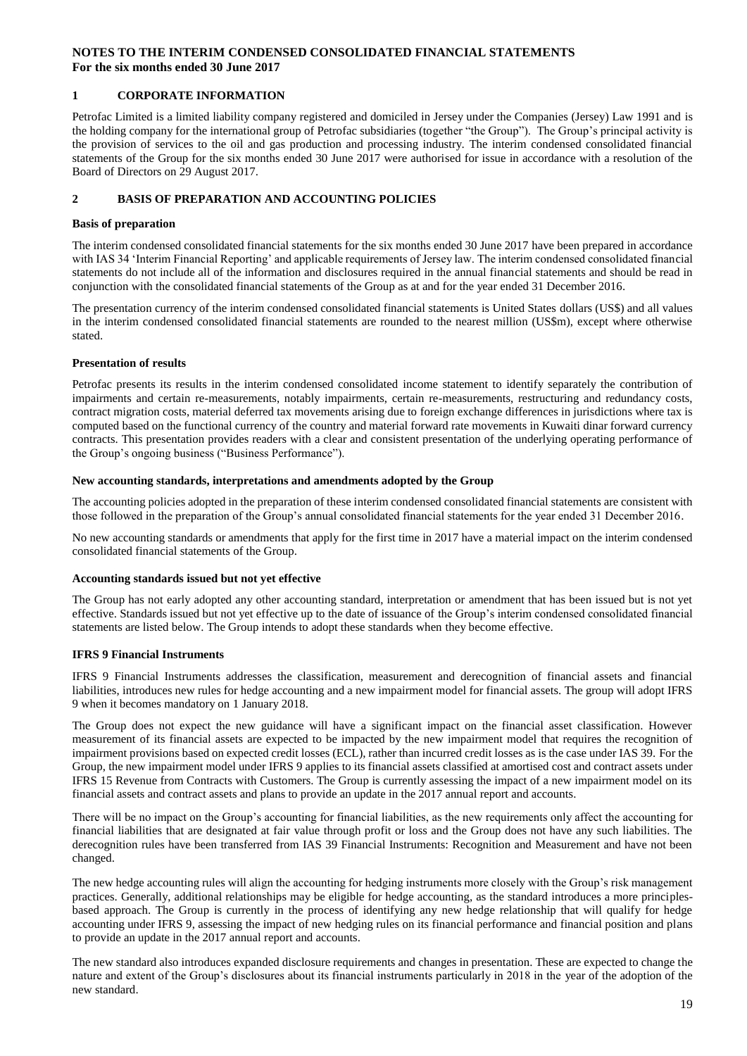# NOTES TO THE INTERIM CONDENSED CONSOLIDATED FINANCIAL STATEMENTS
**For the six months ended 30 June 2017**

## 1 CORPORATE INFORMATION

Petrofac Limited is a limited liability company registered and domiciled in Jersey under the Companies (Jersey) Law 1991 and is the holding company for the international group of Petrofac subsidiaries (together "the Group"). The Group's principal activity is the provision of services to the oil and gas production and processing industry. The interim condensed consolidated financial statements of the Group for the six months ended 30 June 2017 were authorised for issue in accordance with a resolution of the Board of Directors on 29 August 2017.

## 2 BASIS OF PREPARATION AND ACCOUNTING POLICIES

### Basis of preparation

The interim condensed consolidated financial statements for the six months ended 30 June 2017 have been prepared in accordance with IAS 34 'Interim Financial Reporting' and applicable requirements of Jersey law. The interim condensed consolidated financial statements do not include all of the information and disclosures required in the annual financial statements and should be read in conjunction with the consolidated financial statements of the Group as at and for the year ended 31 December 2016.

The presentation currency of the interim condensed consolidated financial statements is United States dollars (US$) and all values in the interim condensed consolidated financial statements are rounded to the nearest million (US$m), except where otherwise stated.

### Presentation of results

Petrofac presents its results in the interim condensed consolidated income statement to identify separately the contribution of impairments and certain re-measurements, notably impairments, certain re-measurements, restructuring and redundancy costs, contract migration costs, material deferred tax movements arising due to foreign exchange differences in jurisdictions where tax is computed based on the functional currency of the country and material forward rate movements in Kuwaiti dinar forward currency contracts. This presentation provides readers with a clear and consistent presentation of the underlying operating performance of the Group's ongoing business ("Business Performance").

### New accounting standards, interpretations and amendments adopted by the Group

The accounting policies adopted in the preparation of these interim condensed consolidated financial statements are consistent with those followed in the preparation of the Group's annual consolidated financial statements for the year ended 31 December 2016.

No new accounting standards or amendments that apply for the first time in 2017 have a material impact on the interim condensed consolidated financial statements of the Group.

### Accounting standards issued but not yet effective

The Group has not early adopted any other accounting standard, interpretation or amendment that has been issued but is not yet effective. Standards issued but not yet effective up to the date of issuance of the Group's interim condensed consolidated financial statements are listed below. The Group intends to adopt these standards when they become effective.

### IFRS 9 Financial Instruments

IFRS 9 Financial Instruments addresses the classification, measurement and derecognition of financial assets and financial liabilities, introduces new rules for hedge accounting and a new impairment model for financial assets. The group will adopt IFRS 9 when it becomes mandatory on 1 January 2018.

The Group does not expect the new guidance will have a significant impact on the financial asset classification. However measurement of its financial assets are expected to be impacted by the new impairment model that requires the recognition of impairment provisions based on expected credit losses (ECL), rather than incurred credit losses as is the case under IAS 39. For the Group, the new impairment model under IFRS 9 applies to its financial assets classified at amortised cost and contract assets under IFRS 15 Revenue from Contracts with Customers. The Group is currently assessing the impact of a new impairment model on its financial assets and contract assets and plans to provide an update in the 2017 annual report and accounts.

There will be no impact on the Group's accounting for financial liabilities, as the new requirements only affect the accounting for financial liabilities that are designated at fair value through profit or loss and the Group does not have any such liabilities. The derecognition rules have been transferred from IAS 39 Financial Instruments: Recognition and Measurement and have not been changed.

The new hedge accounting rules will align the accounting for hedging instruments more closely with the Group's risk management practices. Generally, additional relationships may be eligible for hedge accounting, as the standard introduces a more principles-based approach. The Group is currently in the process of identifying any new hedge relationship that will qualify for hedge accounting under IFRS 9, assessing the impact of new hedging rules on its financial performance and financial position and plans to provide an update in the 2017 annual report and accounts.

The new standard also introduces expanded disclosure requirements and changes in presentation. These are expected to change the nature and extent of the Group's disclosures about its financial instruments particularly in 2018 in the year of the adoption of the new standard.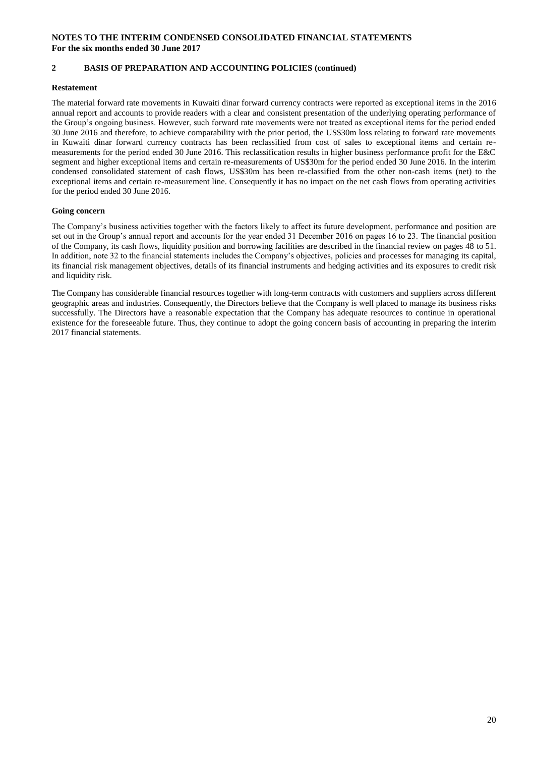## 2 BASIS OF PREPARATION AND ACCOUNTING POLICIES (continued)

### Restatement

The material forward rate movements in Kuwaiti dinar forward currency contracts were reported as exceptional items in the 2016 annual report and accounts to provide readers with a clear and consistent presentation of the underlying operating performance of the Group's ongoing business. However, such forward rate movements were not treated as exceptional items for the period ended 30 June 2016 and therefore, to achieve comparability with the prior period, the US$30m loss relating to forward rate movements in Kuwaiti dinar forward currency contracts has been reclassified from cost of sales to exceptional items and certain re-measurements for the period ended 30 June 2016. This reclassification results in higher business performance profit for the E&C segment and higher exceptional items and certain re-measurements of US$30m for the period ended 30 June 2016. In the interim condensed consolidated statement of cash flows, US$30m has been re-classified from the other non-cash items (net) to the exceptional items and certain re-measurement line. Consequently it has no impact on the net cash flows from operating activities for the period ended 30 June 2016.

### Going concern

The Company's business activities together with the factors likely to affect its future development, performance and position are set out in the Group's annual report and accounts for the year ended 31 December 2016 on pages 16 to 23. The financial position of the Company, its cash flows, liquidity position and borrowing facilities are described in the financial review on pages 48 to 51. In addition, note 32 to the financial statements includes the Company's objectives, policies and processes for managing its capital, its financial risk management objectives, details of its financial instruments and hedging activities and its exposures to credit risk and liquidity risk.

The Company has considerable financial resources together with long-term contracts with customers and suppliers across different geographic areas and industries. Consequently, the Directors believe that the Company is well placed to manage its business risks successfully. The Directors have a reasonable expectation that the Company has adequate resources to continue in operational existence for the foreseeable future. Thus, they continue to adopt the going concern basis of accounting in preparing the interim 2017 financial statements.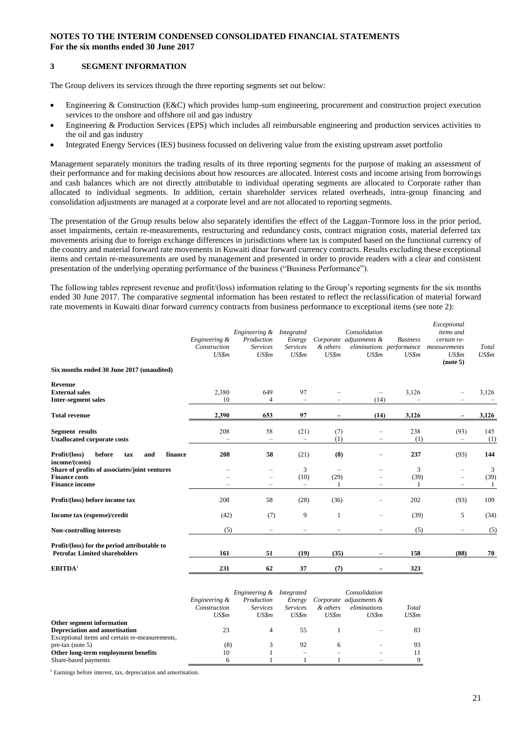**NOTES TO THE INTERIM CONDENSED CONSOLIDATED FINANCIAL STATEMENTS**
**For the six months ended 30 June 2017**

## 3 SEGMENT INFORMATION

The Group delivers its services through the three reporting segments set out below:

- Engineering & Construction (E&C) which provides lump-sum engineering, procurement and construction project execution services to the onshore and offshore oil and gas industry
- Engineering & Production Services (EPS) which includes all reimbursable engineering and production services activities to the oil and gas industry
- Integrated Energy Services (IES) business focussed on delivering value from the existing upstream asset portfolio

Management separately monitors the trading results of its three reporting segments for the purpose of making an assessment of their performance and for making decisions about how resources are allocated. Interest costs and income arising from borrowings and cash balances which are not directly attributable to individual operating segments are allocated to Corporate rather than allocated to individual segments. In addition, certain shareholder services related overheads, intra-group financing and consolidation adjustments are managed at a corporate level and are not allocated to reporting segments.

The presentation of the Group results below also separately identifies the effect of the Laggan-Tormore loss in the prior period, asset impairments, certain re-measurements, restructuring and redundancy costs, contract migration costs, material deferred tax movements arising due to foreign exchange differences in jurisdictions where tax is computed based on the functional currency of the country and material forward rate movements in Kuwaiti dinar forward currency contracts. Results excluding these exceptional items and certain re-measurements are used by management and presented in order to provide readers with a clear and consistent presentation of the underlying operating performance of the business ("Business Performance").

The following tables represent revenue and profit/(loss) information relating to the Group's reporting segments for the six months ended 30 June 2017. The comparative segmental information has been restated to reflect the reclassification of material forward rate movements in Kuwaiti dinar forward currency contracts from business performance to exceptional items (see note 2):

| | *Engineering & Construction US$m* | *Engineering & Production Services US$m* | *Integrated Energy Services US$m* | *Corporate & others US$m* | *Consolidation adjustments & eliminations US$m* | *Business performance US$m* | *Exceptional items and certain re-measurements US$m* **(note 5)** | *Total US$m* |
|---|---|---|---|---|---|---|---|---|
| **Six months ended 30 June 2017 (unaudited)** | | | | | | | | |
| **Revenue** | | | | | | | | |
| **External sales** | 2,380 | 649 | 97 | – | – | 3,126 | – | 3,126 |
| **Inter-segment sales** | 10 | 4 | – | – | (14) | – | – | – |
| **Total revenue** | **2,390** | **653** | **97** | **–** | **(14)** | **3,126** | **–** | **3,126** |
| **Segment results** | 208 | 58 | (21) | (7) | – | 238 | (93) | 145 |
| **Unallocated corporate costs** | – | – | – | (1) | – | (1) | – | (1) |
| **Profit/(loss) before tax and finance income/(costs)** | **208** | **58** | **(21)** | **(8)** | – | **237** | **(93)** | **144** |
| **Share of profits of associates/joint ventures** | – | – | 3 | – | – | 3 | – | 3 |
| **Finance costs** | – | – | (10) | (29) | – | (39) | – | (39) |
| **Finance income** | – | – | – | 1 | – | 1 | – | 1 |
| **Profit/(loss) before income tax** | 208 | 58 | (28) | (36) | – | 202 | (93) | 109 |
| **Income tax (expense)/credit** | (42) | (7) | 9 | 1 | – | (39) | 5 | (34) |
| **Non-controlling interests** | (5) | – | – | – | – | (5) | – | (5) |
| **Profit/(loss) for the period attributable to Petrofac Limited shareholders** | **161** | **51** | **(19)** | **(35)** | **–** | **158** | **(88)** | **70** |
| **EBITDA**[1] | **231** | **62** | **37** | **(7)** | **–** | **323** | | |

| | *Engineering & Construction US$m* | *Engineering & Production Services US$m* | *Integrated Energy Services US$m* | *Corporate & others US$m* | *Consolidation adjustments & eliminations US$m* | *Total US$m* |
|---|---|---|---|---|---|---|
| **Other segment information** | | | | | | |
| **Depreciation and amortisation** | 23 | 4 | 55 | 1 | – | 83 |
| Exceptional items and certain re-measurements, pre-tax (note 5) | (8) | 3 | 92 | 6 | – | 93 |
| **Other long-term employment benefits** | 10 | 1 | – | – | – | 11 |
| Share-based payments | 6 | 1 | 1 | 1 | – | 9 |

[1] Earnings before interest, tax, depreciation and amortisation.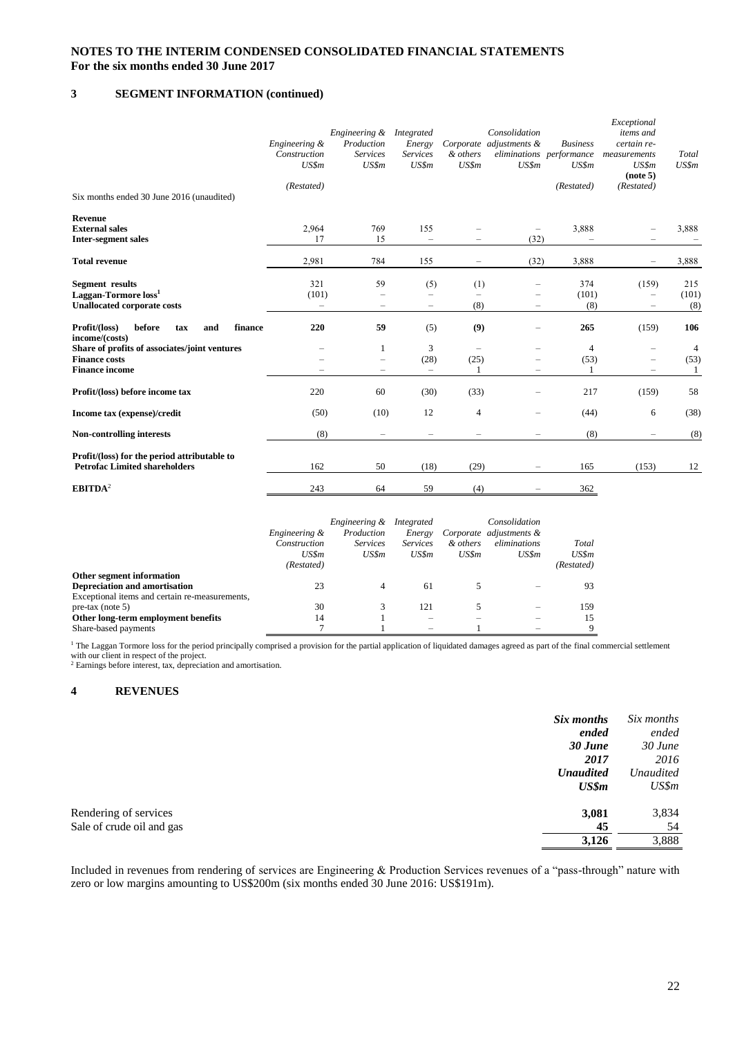## NOTES TO THE INTERIM CONDENSED CONSOLIDATED FINANCIAL STATEMENTS
**For the six months ended 30 June 2017**

### 3 SEGMENT INFORMATION (continued)

| Six months ended 30 June 2016 (unaudited) | *Engineering & Construction US$m (Restated)* | *Engineering & Production Services US$m* | *Integrated Energy Services US$m* | *Corporate & others US$m* | *Consolidation adjustments & eliminations US$m* | *Business performance US$m (Restated)* | *Exceptional items and certain re-measurements US$m* **(note 5)** *(Restated)* | *Total US$m* |
|---|---|---|---|---|---|---|---|---|
| **Revenue** | | | | | | | | |
| **External sales** | 2,964 | 769 | 155 | – | – | 3,888 | – | 3,888 |
| **Inter-segment sales** | 17 | 15 | – | – | (32) | – | – | – |
| **Total revenue** | 2,981 | 784 | 155 | – | (32) | 3,888 | – | 3,888 |
| **Segment results** | 321 | 59 | (5) | (1) | – | 374 | (159) | 215 |
| **Laggan-Tormore loss**[1] | (101) | – | – | – | – | (101) | – | (101) |
| **Unallocated corporate costs** | – | – | – | (8) | – | (8) | – | (8) |
| **Profit/(loss) before tax and finance income/(costs)** | **220** | **59** | **(5)** | **(9)** | – | **265** | **(159)** | **106** |
| **Share of profits of associates/joint ventures** | – | 1 | 3 | – | – | 4 | – | 4 |
| **Finance costs** | – | – | (28) | (25) | – | (53) | – | (53) |
| **Finance income** | – | – | – | 1 | – | 1 | – | 1 |
| **Profit/(loss) before income tax** | 220 | 60 | (30) | (33) | – | 217 | (159) | 58 |
| **Income tax (expense)/credit** | (50) | (10) | 12 | 4 | – | (44) | 6 | (38) |
| **Non-controlling interests** | (8) | – | – | – | – | (8) | – | (8) |
| **Profit/(loss) for the period attributable to Petrofac Limited shareholders** | 162 | 50 | (18) | (29) | – | 165 | (153) | 12 |
| **EBITDA**[2] | 243 | 64 | 59 | (4) | – | 362 | | |

| | *Engineering & Construction US$m (Restated)* | *Engineering & Production Services US$m* | *Integrated Energy Services US$m* | *Corporate & others US$m* | *Consolidation adjustments & eliminations US$m* | *Total US$m (Restated)* |
|---|---|---|---|---|---|---|
| **Other segment information** | | | | | | |
| **Depreciation and amortisation** | 23 | 4 | 61 | 5 | – | 93 |
| Exceptional items and certain re-measurements, pre-tax (note 5) | 30 | 3 | 121 | 5 | – | 159 |
| **Other long-term employment benefits** | 14 | 1 | – | – | – | 15 |
| Share-based payments | 7 | 1 | – | 1 | – | 9 |

[1] The Laggan Tormore loss for the period principally comprised a provision for the partial application of liquidated damages agreed as part of the final commercial settlement with our client in respect of the project.
[2] Earnings before interest, tax, depreciation and amortisation.

### 4 REVENUES

| | ***Six months ended 30 June 2017 Unaudited US$m*** | *Six months ended 30 June 2016 Unaudited US$m* |
|---|---|---|
| Rendering of services | **3,081** | 3,834 |
| Sale of crude oil and gas | **45** | 54 |
| | **3,126** | 3,888 |

Included in revenues from rendering of services are Engineering & Production Services revenues of a "pass-through" nature with zero or low margins amounting to US$200m (six months ended 30 June 2016: US$191m).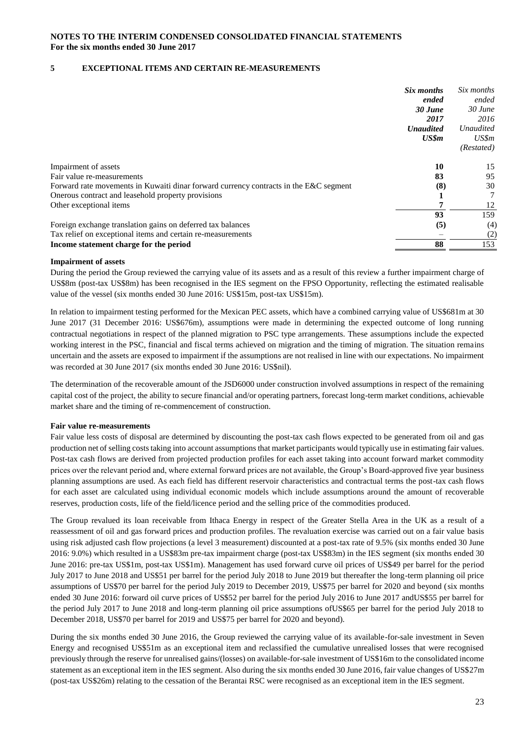**NOTES TO THE INTERIM CONDENSED CONSOLIDATED FINANCIAL STATEMENTS**
**For the six months ended 30 June 2017**

## 5 EXCEPTIONAL ITEMS AND CERTAIN RE-MEASUREMENTS

| | ***Six months ended 30 June 2017 Unaudited US$m*** | *Six months ended 30 June 2016 Unaudited US$m (Restated)* |
|---|---|---|
| Impairment of assets | **10** | 15 |
| Fair value re-measurements | **83** | 95 |
| Forward rate movements in Kuwaiti dinar forward currency contracts in the E&C segment | **(8)** | 30 |
| Onerous contract and leasehold property provisions | **1** | 7 |
| Other exceptional items | **7** | 12 |
| | **93** | 159 |
| Foreign exchange translation gains on deferred tax balances | **(5)** | (4) |
| Tax relief on exceptional items and certain re-measurements | **–** | (2) |
| **Income statement charge for the period** | **88** | 153 |

**Impairment of assets**

During the period the Group reviewed the carrying value of its assets and as a result of this review a further impairment charge of US$8m (post-tax US$8m) has been recognised in the IES segment on the FPSO Opportunity, reflecting the estimated realisable value of the vessel (six months ended 30 June 2016: US$15m, post-tax US$15m).

In relation to impairment testing performed for the Mexican PEC assets, which have a combined carrying value of US$681m at 30 June 2017 (31 December 2016: US$676m), assumptions were made in determining the expected outcome of long running contractual negotiations in respect of the planned migration to PSC type arrangements. These assumptions include the expected working interest in the PSC, financial and fiscal terms achieved on migration and the timing of migration. The situation remains uncertain and the assets are exposed to impairment if the assumptions are not realised in line with our expectations. No impairment was recorded at 30 June 2017 (six months ended 30 June 2016: US$nil).

The determination of the recoverable amount of the JSD6000 under construction involved assumptions in respect of the remaining capital cost of the project, the ability to secure financial and/or operating partners, forecast long-term market conditions, achievable market share and the timing of re-commencement of construction.

**Fair value re-measurements**

Fair value less costs of disposal are determined by discounting the post-tax cash flows expected to be generated from oil and gas production net of selling costs taking into account assumptions that market participants would typically use in estimating fair values. Post-tax cash flows are derived from projected production profiles for each asset taking into account forward market commodity prices over the relevant period and, where external forward prices are not available, the Group's Board-approved five year business planning assumptions are used. As each field has different reservoir characteristics and contractual terms the post-tax cash flows for each asset are calculated using individual economic models which include assumptions around the amount of recoverable reserves, production costs, life of the field/licence period and the selling price of the commodities produced.

The Group revalued its loan receivable from Ithaca Energy in respect of the Greater Stella Area in the UK as a result of a reassessment of oil and gas forward prices and production profiles. The revaluation exercise was carried out on a fair value basis using risk adjusted cash flow projections (a level 3 measurement) discounted at a post-tax rate of 9.5% (six months ended 30 June 2016: 9.0%) which resulted in a US$83m pre-tax impairment charge (post-tax US$83m) in the IES segment (six months ended 30 June 2016: pre-tax US$1m, post-tax US$1m). Management has used forward curve oil prices of US$49 per barrel for the period July 2017 to June 2018 and US$51 per barrel for the period July 2018 to June 2019 but thereafter the long-term planning oil price assumptions of US$70 per barrel for the period July 2019 to December 2019, US$75 per barrel for 2020 and beyond (six months ended 30 June 2016: forward oil curve prices of US$52 per barrel for the period July 2016 to June 2017 andUS$55 per barrel for the period July 2017 to June 2018 and long-term planning oil price assumptions ofUS$65 per barrel for the period July 2018 to December 2018, US$70 per barrel for 2019 and US$75 per barrel for 2020 and beyond).

During the six months ended 30 June 2016, the Group reviewed the carrying value of its available-for-sale investment in Seven Energy and recognised US$51m as an exceptional item and reclassified the cumulative unrealised losses that were recognised previously through the reserve for unrealised gains/(losses) on available-for-sale investment of US$16m to the consolidated income statement as an exceptional item in the IES segment. Also during the six months ended 30 June 2016, fair value changes of US$27m (post-tax US$26m) relating to the cessation of the Berantai RSC were recognised as an exceptional item in the IES segment.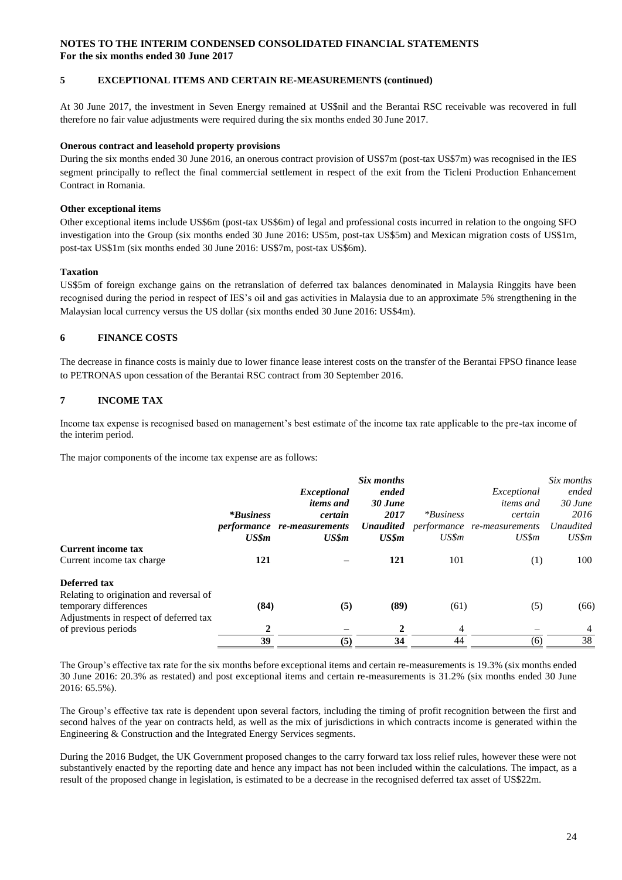**NOTES TO THE INTERIM CONDENSED CONSOLIDATED FINANCIAL STATEMENTS**
**For the six months ended 30 June 2017**

**5 EXCEPTIONAL ITEMS AND CERTAIN RE-MEASUREMENTS (continued)**

At 30 June 2017, the investment in Seven Energy remained at US$nil and the Berantai RSC receivable was recovered in full therefore no fair value adjustments were required during the six months ended 30 June 2017.

**Onerous contract and leasehold property provisions**

During the six months ended 30 June 2016, an onerous contract provision of US$7m (post-tax US$7m) was recognised in the IES segment principally to reflect the final commercial settlement in respect of the exit from the Ticleni Production Enhancement Contract in Romania.

**Other exceptional items**

Other exceptional items include US$6m (post-tax US$6m) of legal and professional costs incurred in relation to the ongoing SFO investigation into the Group (six months ended 30 June 2016: US5m, post-tax US$5m) and Mexican migration costs of US$1m, post-tax US$1m (six months ended 30 June 2016: US$7m, post-tax US$6m).

**Taxation**

US$5m of foreign exchange gains on the retranslation of deferred tax balances denominated in Malaysia Ringgits have been recognised during the period in respect of IES's oil and gas activities in Malaysia due to an approximate 5% strengthening in the Malaysian local currency versus the US dollar (six months ended 30 June 2016: US$4m).

**6 FINANCE COSTS**

The decrease in finance costs is mainly due to lower finance lease interest costs on the transfer of the Berantai FPSO finance lease to PETRONAS upon cessation of the Berantai RSC contract from 30 September 2016.

**7 INCOME TAX**

Income tax expense is recognised based on management's best estimate of the income tax rate applicable to the pre-tax income of the interim period.

The major components of the income tax expense are as follows:

| | ***Business performance US$m** | ***Exceptional items and certain re-measurements US$m*** | ***Six months ended 30 June 2017 Unaudited US$m*** | *\*Business performance US$m* | *Exceptional items and certain re-measurements US$m* | *Six months ended 30 June 2016 Unaudited US$m* |
|---|---|---|---|---|---|---|
| **Current income tax** | | | | | | |
| Current income tax charge | **121** | – | **121** | 101 | (1) | 100 |
| **Deferred tax** | | | | | | |
| Relating to origination and reversal of temporary differences | **(84)** | **(5)** | **(89)** | (61) | (5) | (66) |
| Adjustments in respect of deferred tax of previous periods | **2** | **–** | **2** | 4 | – | 4 |
| | **39** | **(5)** | **34** | 44 | (6) | 38 |

The Group's effective tax rate for the six months before exceptional items and certain re-measurements is 19.3% (six months ended 30 June 2016: 20.3% as restated) and post exceptional items and certain re-measurements is 31.2% (six months ended 30 June 2016: 65.5%).

The Group's effective tax rate is dependent upon several factors, including the timing of profit recognition between the first and second halves of the year on contracts held, as well as the mix of jurisdictions in which contracts income is generated within the Engineering & Construction and the Integrated Energy Services segments.

During the 2016 Budget, the UK Government proposed changes to the carry forward tax loss relief rules, however these were not substantively enacted by the reporting date and hence any impact has not been included within the calculations. The impact, as a result of the proposed change in legislation, is estimated to be a decrease in the recognised deferred tax asset of US$22m.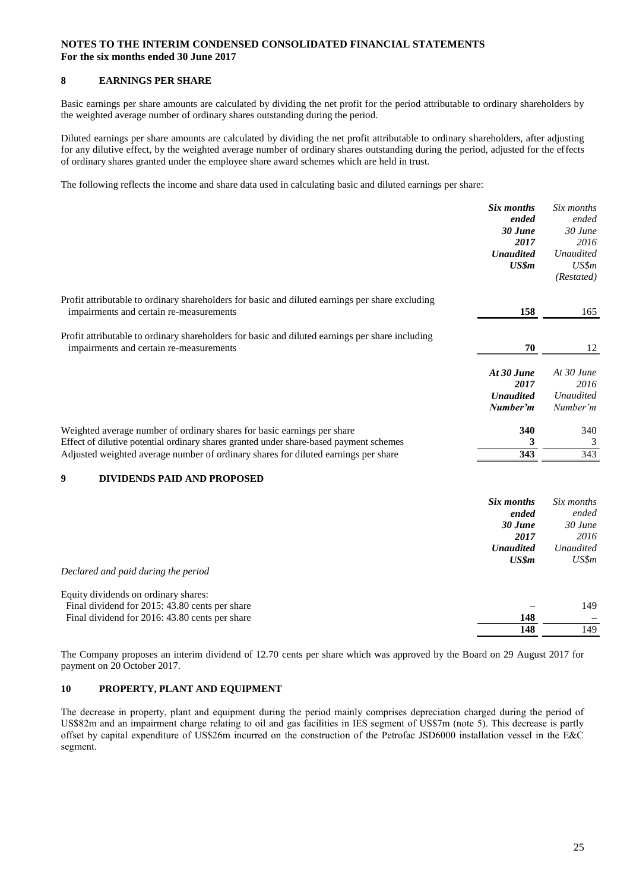**NOTES TO THE INTERIM CONDENSED CONSOLIDATED FINANCIAL STATEMENTS**
**For the six months ended 30 June 2017**

## 8 EARNINGS PER SHARE

Basic earnings per share amounts are calculated by dividing the net profit for the period attributable to ordinary shareholders by the weighted average number of ordinary shares outstanding during the period.

Diluted earnings per share amounts are calculated by dividing the net profit attributable to ordinary shareholders, after adjusting for any dilutive effect, by the weighted average number of ordinary shares outstanding during the period, adjusted for the effects of ordinary shares granted under the employee share award schemes which are held in trust.

The following reflects the income and share data used in calculating basic and diluted earnings per share:

| | ***Six months ended 30 June 2017 Unaudited US$m*** | *Six months ended 30 June 2016 Unaudited US$m (Restated)* |
|---|---|---|
| Profit attributable to ordinary shareholders for basic and diluted earnings per share excluding impairments and certain re-measurements | **158** | 165 |
| Profit attributable to ordinary shareholders for basic and diluted earnings per share including impairments and certain re-measurements | **70** | 12 |
| | ***At 30 June 2017 Unaudited Number'm*** | *At 30 June 2016 Unaudited Number'm* |
| Weighted average number of ordinary shares for basic earnings per share | **340** | 340 |
| Effect of dilutive potential ordinary shares granted under share-based payment schemes | **3** | 3 |
| Adjusted weighted average number of ordinary shares for diluted earnings per share | **343** | 343 |

## 9 DIVIDENDS PAID AND PROPOSED

| | ***Six months ended 30 June 2017 Unaudited US$m*** | *Six months ended 30 June 2016 Unaudited US$m* |
|---|---|---|
| *Declared and paid during the period* | | |
| Equity dividends on ordinary shares: | | |
| Final dividend for 2015: 43.80 cents per share | – | 149 |
| Final dividend for 2016: 43.80 cents per share | **148** | – |
| | **148** | 149 |

The Company proposes an interim dividend of 12.70 cents per share which was approved by the Board on 29 August 2017 for payment on 20 October 2017.

## 10 PROPERTY, PLANT AND EQUIPMENT

The decrease in property, plant and equipment during the period mainly comprises depreciation charged during the period of US$82m and an impairment charge relating to oil and gas facilities in IES segment of US$7m (note 5). This decrease is partly offset by capital expenditure of US$26m incurred on the construction of the Petrofac JSD6000 installation vessel in the E&C segment.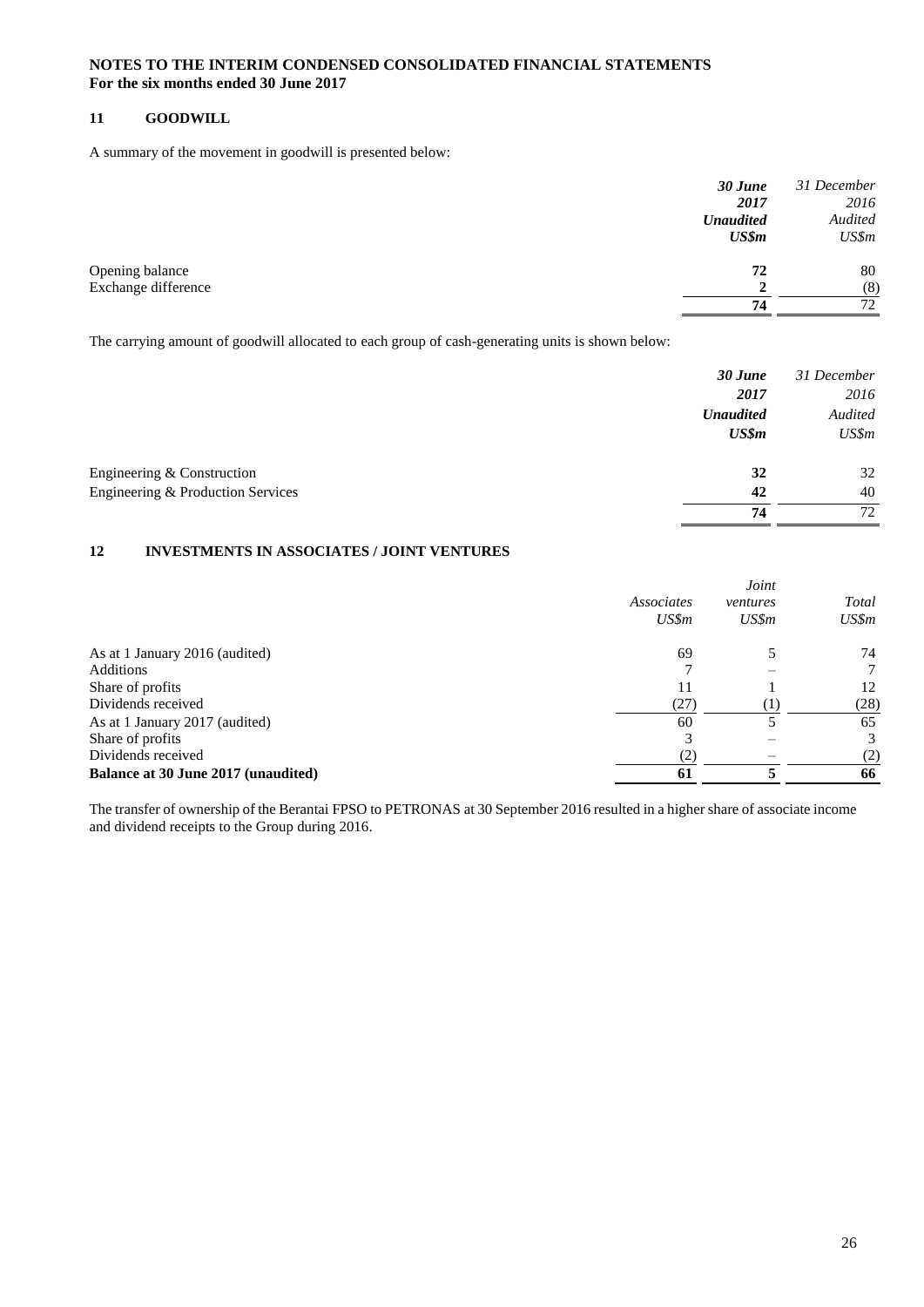**NOTES TO THE INTERIM CONDENSED CONSOLIDATED FINANCIAL STATEMENTS**
**For the six months ended 30 June 2017**

## 11 GOODWILL

A summary of the movement in goodwill is presented below:

| | ***30 June 2017 Unaudited US$m*** | *31 December 2016 Audited US$m* |
|---|---|---|
| Opening balance | **72** | 80 |
| Exchange difference | **2** | (8) |
| | **74** | 72 |

The carrying amount of goodwill allocated to each group of cash-generating units is shown below:

| | ***30 June 2017 Unaudited US$m*** | *31 December 2016 Audited US$m* |
|---|---|---|
| Engineering & Construction | **32** | 32 |
| Engineering & Production Services | **42** | 40 |
| | **74** | 72 |

## 12 INVESTMENTS IN ASSOCIATES / JOINT VENTURES

| | *Associates US$m* | *Joint ventures US$m* | *Total US$m* |
|---|---|---|---|
| As at 1 January 2016 (audited) | 69 | 5 | 74 |
| Additions | 7 | – | 7 |
| Share of profits | 11 | 1 | 12 |
| Dividends received | (27) | (1) | (28) |
| As at 1 January 2017 (audited) | 60 | 5 | 65 |
| Share of profits | 3 | – | 3 |
| Dividends received | (2) | – | (2) |
| **Balance at 30 June 2017 (unaudited)** | **61** | **5** | **66** |

The transfer of ownership of the Berantai FPSO to PETRONAS at 30 September 2016 resulted in a higher share of associate income and dividend receipts to the Group during 2016.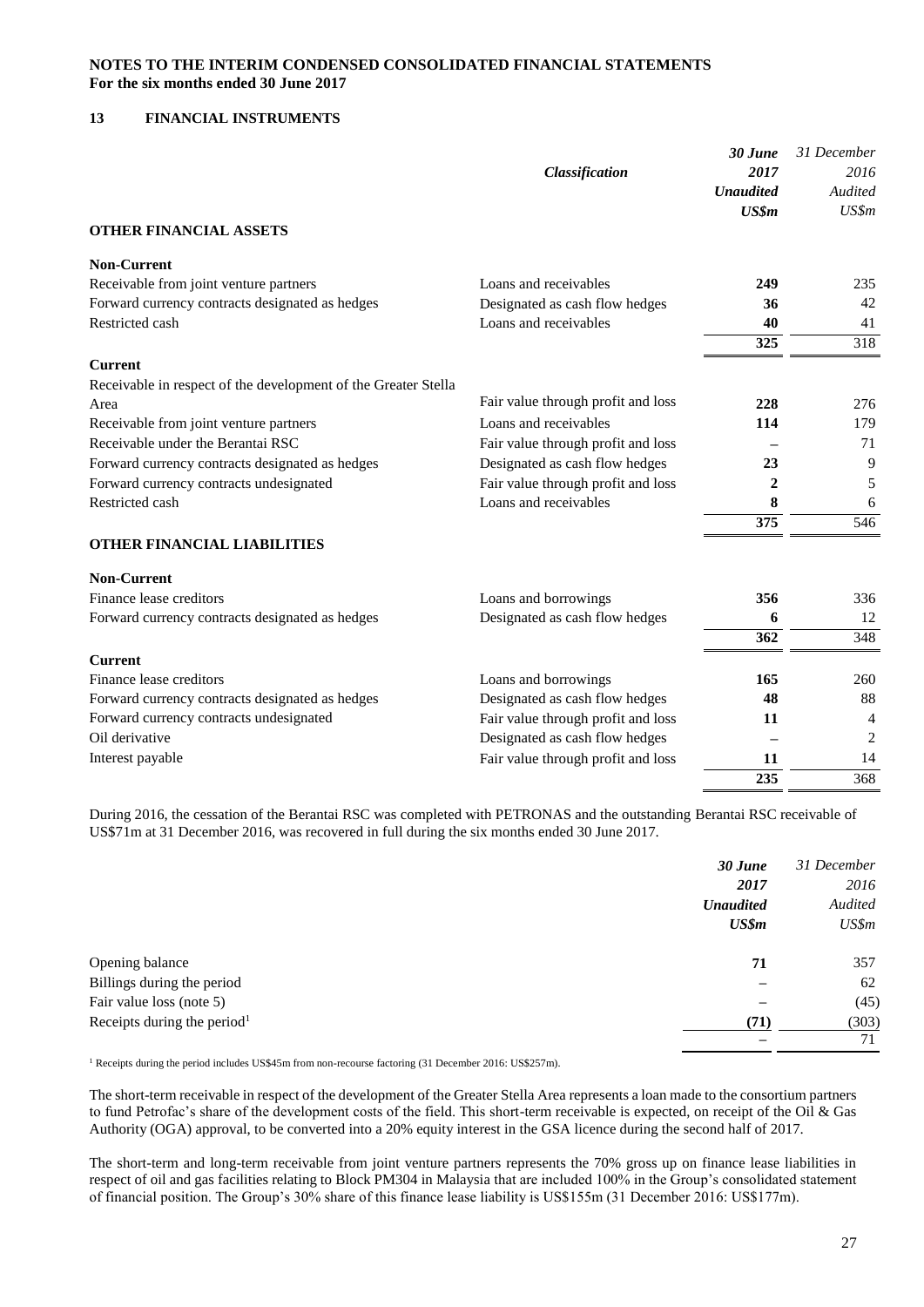**NOTES TO THE INTERIM CONDENSED CONSOLIDATED FINANCIAL STATEMENTS**
**For the six months ended 30 June 2017**

## 13 FINANCIAL INSTRUMENTS

| | *Classification* | *30 June 2017 Unaudited US$m* | *31 December 2016 Audited US$m* |
|---|---|---|---|
| **OTHER FINANCIAL ASSETS** | | | |
| **Non-Current** | | | |
| Receivable from joint venture partners | Loans and receivables | **249** | 235 |
| Forward currency contracts designated as hedges | Designated as cash flow hedges | **36** | 42 |
| Restricted cash | Loans and receivables | **40** | 41 |
| | | **325** | 318 |
| **Current** | | | |
| Receivable in respect of the development of the Greater Stella Area | Fair value through profit and loss | **228** | 276 |
| Receivable from joint venture partners | Loans and receivables | **114** | 179 |
| Receivable under the Berantai RSC | Fair value through profit and loss | **–** | 71 |
| Forward currency contracts designated as hedges | Designated as cash flow hedges | **23** | 9 |
| Forward currency contracts undesignated | Fair value through profit and loss | **2** | 5 |
| Restricted cash | Loans and receivables | **8** | 6 |
| | | **375** | 546 |
| **OTHER FINANCIAL LIABILITIES** | | | |
| **Non-Current** | | | |
| Finance lease creditors | Loans and borrowings | **356** | 336 |
| Forward currency contracts designated as hedges | Designated as cash flow hedges | **6** | 12 |
| | | **362** | 348 |
| **Current** | | | |
| Finance lease creditors | Loans and borrowings | **165** | 260 |
| Forward currency contracts designated as hedges | Designated as cash flow hedges | **48** | 88 |
| Forward currency contracts undesignated | Fair value through profit and loss | **11** | 4 |
| Oil derivative | Designated as cash flow hedges | **–** | 2 |
| Interest payable | Fair value through profit and loss | **11** | 14 |
| | | **235** | 368 |

During 2016, the cessation of the Berantai RSC was completed with PETRONAS and the outstanding Berantai RSC receivable of US$71m at 31 December 2016, was recovered in full during the six months ended 30 June 2017.

| | *30 June 2017 Unaudited US$m* | *31 December 2016 Audited US$m* |
|---|---|---|
| Opening balance | **71** | 357 |
| Billings during the period | **–** | 62 |
| Fair value loss (note 5) | **–** | (45) |
| Receipts during the period[1] | **(71)** | (303) |
| | **–** | 71 |

[1] Receipts during the period includes US$45m from non-recourse factoring (31 December 2016: US$257m).

The short-term receivable in respect of the development of the Greater Stella Area represents a loan made to the consortium partners to fund Petrofac's share of the development costs of the field. This short-term receivable is expected, on receipt of the Oil & Gas Authority (OGA) approval, to be converted into a 20% equity interest in the GSA licence during the second half of 2017.

The short-term and long-term receivable from joint venture partners represents the 70% gross up on finance lease liabilities in respect of oil and gas facilities relating to Block PM304 in Malaysia that are included 100% in the Group's consolidated statement of financial position. The Group's 30% share of this finance lease liability is US$155m (31 December 2016: US$177m).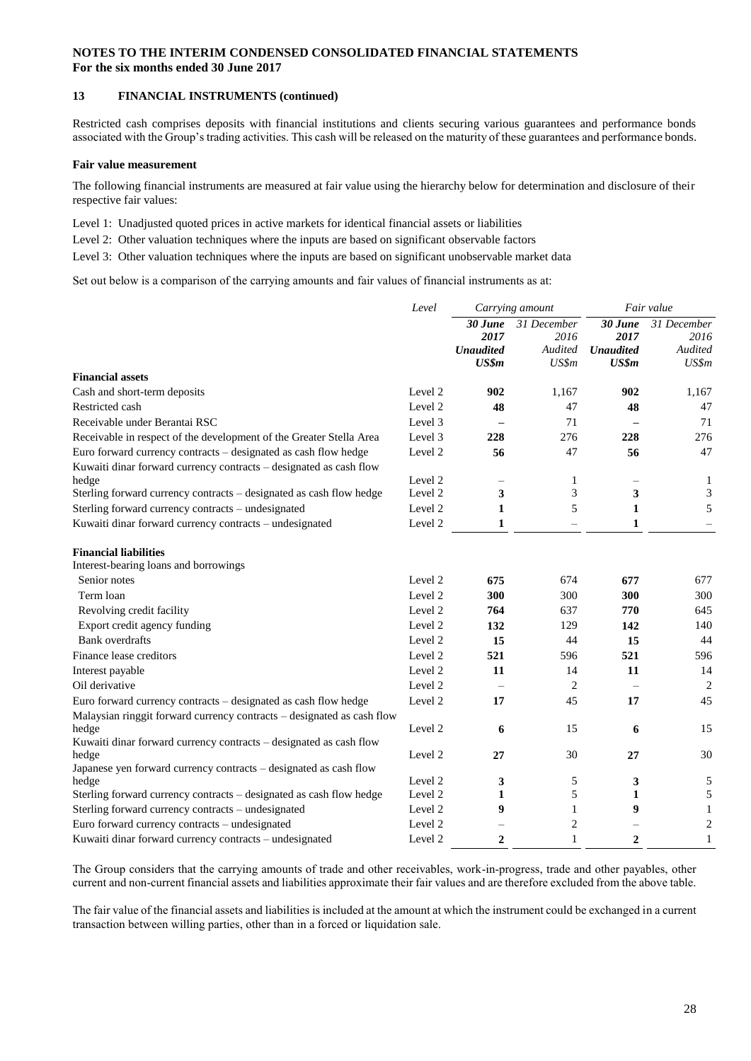**NOTES TO THE INTERIM CONDENSED CONSOLIDATED FINANCIAL STATEMENTS**
**For the six months ended 30 June 2017**

## 13 FINANCIAL INSTRUMENTS (continued)

Restricted cash comprises deposits with financial institutions and clients securing various guarantees and performance bonds associated with the Group's trading activities. This cash will be released on the maturity of these guarantees and performance bonds.

### Fair value measurement

The following financial instruments are measured at fair value using the hierarchy below for determination and disclosure of their respective fair values:

Level 1: Unadjusted quoted prices in active markets for identical financial assets or liabilities

Level 2: Other valuation techniques where the inputs are based on significant observable factors

Level 3: Other valuation techniques where the inputs are based on significant unobservable market data

Set out below is a comparison of the carrying amounts and fair values of financial instruments as at:

| | Level | *Carrying amount* | | *Fair value* | |
|---|---|---|---|---|---|
| | | ***30 June 2017 Unaudited US$m*** | *31 December 2016 Audited US$m* | ***30 June 2017 Unaudited US$m*** | *31 December 2016 Audited US$m* |
| **Financial assets** | | | | | |
| Cash and short-term deposits | Level 2 | **902** | 1,167 | **902** | 1,167 |
| Restricted cash | Level 2 | **48** | 47 | **48** | 47 |
| Receivable under Berantai RSC | Level 3 | **–** | 71 | **–** | 71 |
| Receivable in respect of the development of the Greater Stella Area | Level 3 | **228** | 276 | **228** | 276 |
| Euro forward currency contracts – designated as cash flow hedge | Level 2 | **56** | 47 | **56** | 47 |
| Kuwaiti dinar forward currency contracts – designated as cash flow hedge | Level 2 | – | 1 | – | 1 |
| Sterling forward currency contracts – designated as cash flow hedge | Level 2 | **3** | 3 | **3** | 3 |
| Sterling forward currency contracts – undesignated | Level 2 | **1** | 5 | **1** | 5 |
| Kuwaiti dinar forward currency contracts – undesignated | Level 2 | **1** | – | **1** | – |
| **Financial liabilities** | | | | | |
| Interest-bearing loans and borrowings | | | | | |
| Senior notes | Level 2 | **675** | 674 | **677** | 677 |
| Term loan | Level 2 | **300** | 300 | **300** | 300 |
| Revolving credit facility | Level 2 | **764** | 637 | **770** | 645 |
| Export credit agency funding | Level 2 | **132** | 129 | **142** | 140 |
| Bank overdrafts | Level 2 | **15** | 44 | **15** | 44 |
| Finance lease creditors | Level 2 | **521** | 596 | **521** | 596 |
| Interest payable | Level 2 | **11** | 14 | **11** | 14 |
| Oil derivative | Level 2 | – | 2 | – | 2 |
| Euro forward currency contracts – designated as cash flow hedge | Level 2 | **17** | 45 | **17** | 45 |
| Malaysian ringgit forward currency contracts – designated as cash flow hedge | Level 2 | **6** | 15 | **6** | 15 |
| Kuwaiti dinar forward currency contracts – designated as cash flow hedge | Level 2 | **27** | 30 | **27** | 30 |
| Japanese yen forward currency contracts – designated as cash flow hedge | Level 2 | **3** | 5 | **3** | 5 |
| Sterling forward currency contracts – designated as cash flow hedge | Level 2 | **1** | 5 | **1** | 5 |
| Sterling forward currency contracts – undesignated | Level 2 | **9** | 1 | **9** | 1 |
| Euro forward currency contracts – undesignated | Level 2 | – | 2 | – | 2 |
| Kuwaiti dinar forward currency contracts – undesignated | Level 2 | **2** | 1 | **2** | 1 |

The Group considers that the carrying amounts of trade and other receivables, work-in-progress, trade and other payables, other current and non-current financial assets and liabilities approximate their fair values and are therefore excluded from the above table.

The fair value of the financial assets and liabilities is included at the amount at which the instrument could be exchanged in a current transaction between willing parties, other than in a forced or liquidation sale.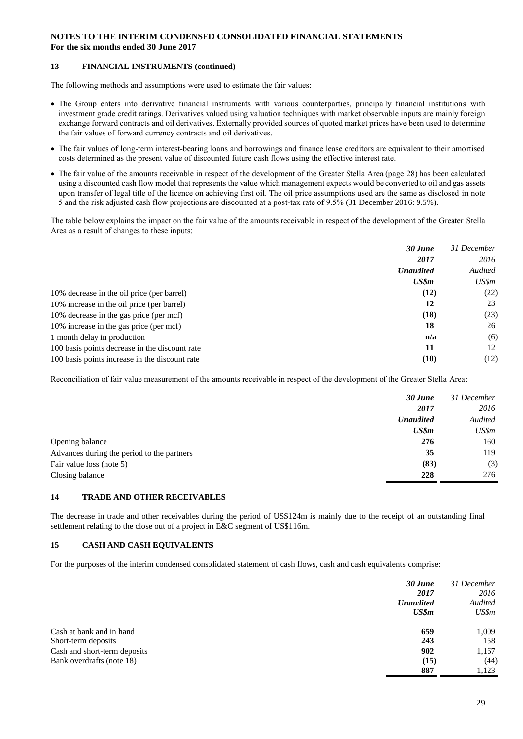**NOTES TO THE INTERIM CONDENSED CONSOLIDATED FINANCIAL STATEMENTS**
**For the six months ended 30 June 2017**

### 13 FINANCIAL INSTRUMENTS (continued)

The following methods and assumptions were used to estimate the fair values:

- The Group enters into derivative financial instruments with various counterparties, principally financial institutions with investment grade credit ratings. Derivatives valued using valuation techniques with market observable inputs are mainly foreign exchange forward contracts and oil derivatives. Externally provided sources of quoted market prices have been used to determine the fair values of forward currency contracts and oil derivatives.
- The fair values of long-term interest-bearing loans and borrowings and finance lease creditors are equivalent to their amortised costs determined as the present value of discounted future cash flows using the effective interest rate.
- The fair value of the amounts receivable in respect of the development of the Greater Stella Area (page 28) has been calculated using a discounted cash flow model that represents the value which management expects would be converted to oil and gas assets upon transfer of legal title of the licence on achieving first oil. The oil price assumptions used are the same as disclosed in note 5 and the risk adjusted cash flow projections are discounted at a post-tax rate of 9.5% (31 December 2016: 9.5%).

The table below explains the impact on the fair value of the amounts receivable in respect of the development of the Greater Stella Area as a result of changes to these inputs:

| | ***30 June 2017*** | *31 December 2016* |
|---|---|---|
| | ***Unaudited*** | *Audited* |
| | ***US$m*** | *US$m* |
| 10% decrease in the oil price (per barrel) | **(12)** | (22) |
| 10% increase in the oil price (per barrel) | **12** | 23 |
| 10% decrease in the gas price (per mcf) | **(18)** | (23) |
| 10% increase in the gas price (per mcf) | **18** | 26 |
| 1 month delay in production | **n/a** | (6) |
| 100 basis points decrease in the discount rate | **11** | 12 |
| 100 basis points increase in the discount rate | **(10)** | (12) |

Reconciliation of fair value measurement of the amounts receivable in respect of the development of the Greater Stella Area:

| | ***30 June 2017*** | *31 December 2016* |
|---|---|---|
| | ***Unaudited*** | *Audited* |
| | ***US$m*** | *US$m* |
| Opening balance | **276** | 160 |
| Advances during the period to the partners | **35** | 119 |
| Fair value loss (note 5) | **(83)** | (3) |
| Closing balance | **228** | 276 |

### 14 TRADE AND OTHER RECEIVABLES

The decrease in trade and other receivables during the period of US$124m is mainly due to the receipt of an outstanding final settlement relating to the close out of a project in E&C segment of US$116m.

### 15 CASH AND CASH EQUIVALENTS

For the purposes of the interim condensed consolidated statement of cash flows, cash and cash equivalents comprise:

| | ***30 June 2017*** | *31 December 2016* |
|---|---|---|
| | ***Unaudited*** | *Audited* |
| | ***US$m*** | *US$m* |
| Cash at bank and in hand | **659** | 1,009 |
| Short-term deposits | **243** | 158 |
| Cash and short-term deposits | **902** | 1,167 |
| Bank overdrafts (note 18) | **(15)** | (44) |
| | **887** | 1,123 |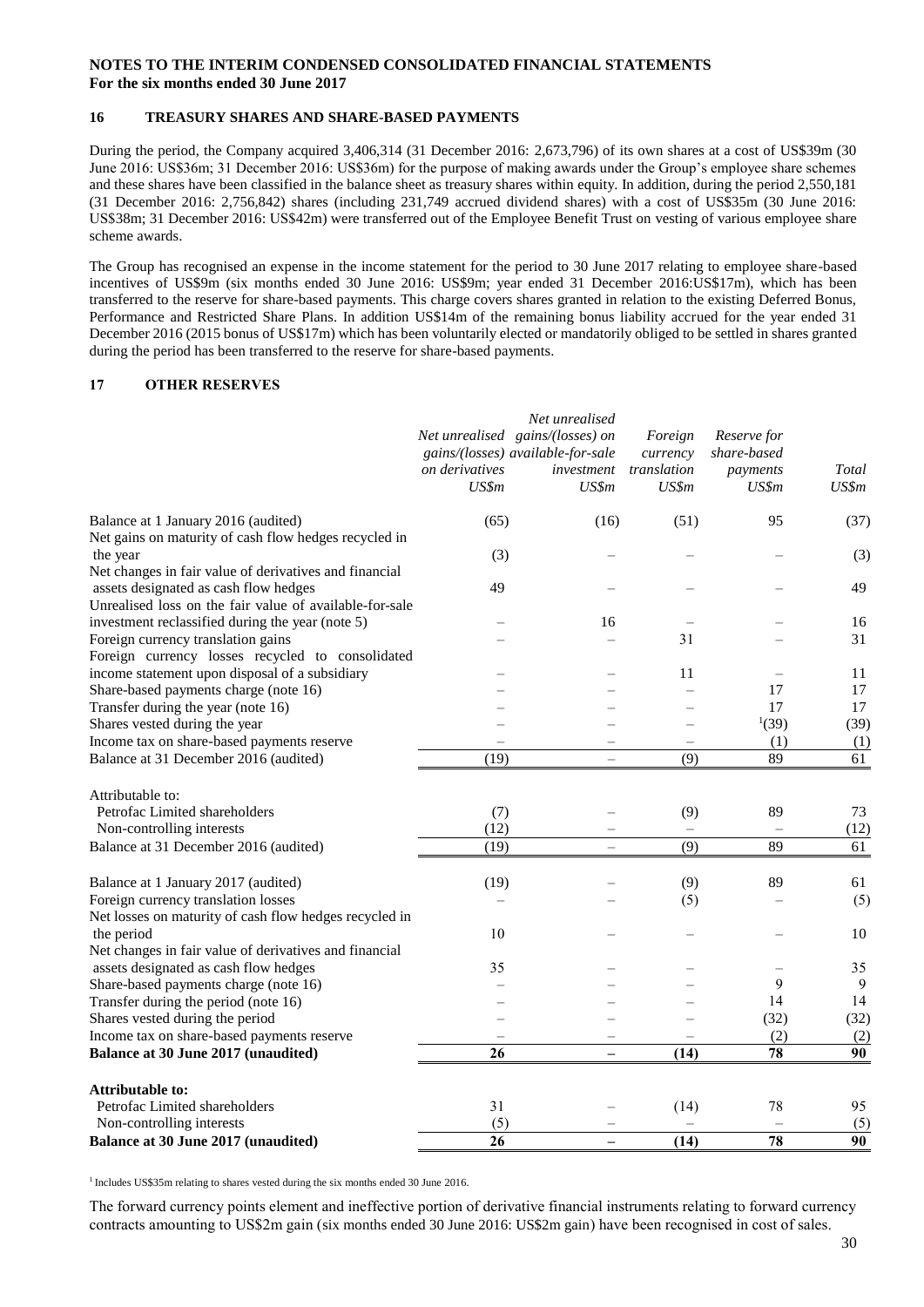**NOTES TO THE INTERIM CONDENSED CONSOLIDATED FINANCIAL STATEMENTS**
**For the six months ended 30 June 2017**

## 16 TREASURY SHARES AND SHARE-BASED PAYMENTS

During the period, the Company acquired 3,406,314 (31 December 2016: 2,673,796) of its own shares at a cost of US$39m (30 June 2016: US$36m; 31 December 2016: US$36m) for the purpose of making awards under the Group's employee share schemes and these shares have been classified in the balance sheet as treasury shares within equity. In addition, during the period 2,550,181 (31 December 2016: 2,756,842) shares (including 231,749 accrued dividend shares) with a cost of US$35m (30 June 2016: US$38m; 31 December 2016: US$42m) were transferred out of the Employee Benefit Trust on vesting of various employee share scheme awards.

The Group has recognised an expense in the income statement for the period to 30 June 2017 relating to employee share-based incentives of US$9m (six months ended 30 June 2016: US$9m; year ended 31 December 2016:US$17m), which has been transferred to the reserve for share-based payments. This charge covers shares granted in relation to the existing Deferred Bonus, Performance and Restricted Share Plans. In addition US$14m of the remaining bonus liability accrued for the year ended 31 December 2016 (2015 bonus of US$17m) which has been voluntarily elected or mandatorily obliged to be settled in shares granted during the period has been transferred to the reserve for share-based payments.

## 17 OTHER RESERVES

| | *Net unrealised gains/(losses) on derivatives* | *Net unrealised gains/(losses) on available-for-sale investment* | *Foreign currency translation* | *Reserve for share-based payments* | *Total* |
|---|---|---|---|---|---|
| | *US$m* | *US$m* | *US$m* | *US$m* | *US$m* |
| Balance at 1 January 2016 (audited) | (65) | (16) | (51) | 95 | (37) |
| Net gains on maturity of cash flow hedges recycled in the year | (3) | – | – | – | (3) |
| Net changes in fair value of derivatives and financial assets designated as cash flow hedges | 49 | – | – | – | 49 |
| Unrealised loss on the fair value of available-for-sale investment reclassified during the year (note 5) | – | 16 | – | – | 16 |
| Foreign currency translation gains | – | – | 31 | – | 31 |
| Foreign currency losses recycled to consolidated income statement upon disposal of a subsidiary | – | – | 11 | – | 11 |
| Share-based payments charge (note 16) | – | – | – | 17 | 17 |
| Transfer during the year (note 16) | – | – | – | 17 | 17 |
| Shares vested during the year | – | – | – | [1](39) | (39) |
| Income tax on share-based payments reserve | – | – | – | (1) | (1) |
| Balance at 31 December 2016 (audited) | (19) | – | (9) | 89 | 61 |
| | | | | | |
| Attributable to: | | | | | |
| Petrofac Limited shareholders | (7) | – | (9) | 89 | 73 |
| Non-controlling interests | (12) | – | – | – | (12) |
| Balance at 31 December 2016 (audited) | (19) | – | (9) | 89 | 61 |
| | | | | | |
| Balance at 1 January 2017 (audited) | (19) | – | (9) | 89 | 61 |
| Foreign currency translation losses | – | – | (5) | – | (5) |
| Net losses on maturity of cash flow hedges recycled in the period | 10 | – | – | – | 10 |
| Net changes in fair value of derivatives and financial assets designated as cash flow hedges | 35 | – | – | – | 35 |
| Share-based payments charge (note 16) | – | – | – | 9 | 9 |
| Transfer during the period (note 16) | – | – | – | 14 | 14 |
| Shares vested during the period | – | – | – | (32) | (32) |
| Income tax on share-based payments reserve | – | – | – | (2) | (2) |
| **Balance at 30 June 2017 (unaudited)** | **26** | **–** | **(14)** | **78** | **90** |
| | | | | | |
| **Attributable to:** | | | | | |
| Petrofac Limited shareholders | 31 | – | (14) | 78 | 95 |
| Non-controlling interests | (5) | – | – | – | (5) |
| **Balance at 30 June 2017 (unaudited)** | **26** | **–** | **(14)** | **78** | **90** |

[1] Includes US$35m relating to shares vested during the six months ended 30 June 2016.

The forward currency points element and ineffective portion of derivative financial instruments relating to forward currency contracts amounting to US$2m gain (six months ended 30 June 2016: US$2m gain) have been recognised in cost of sales.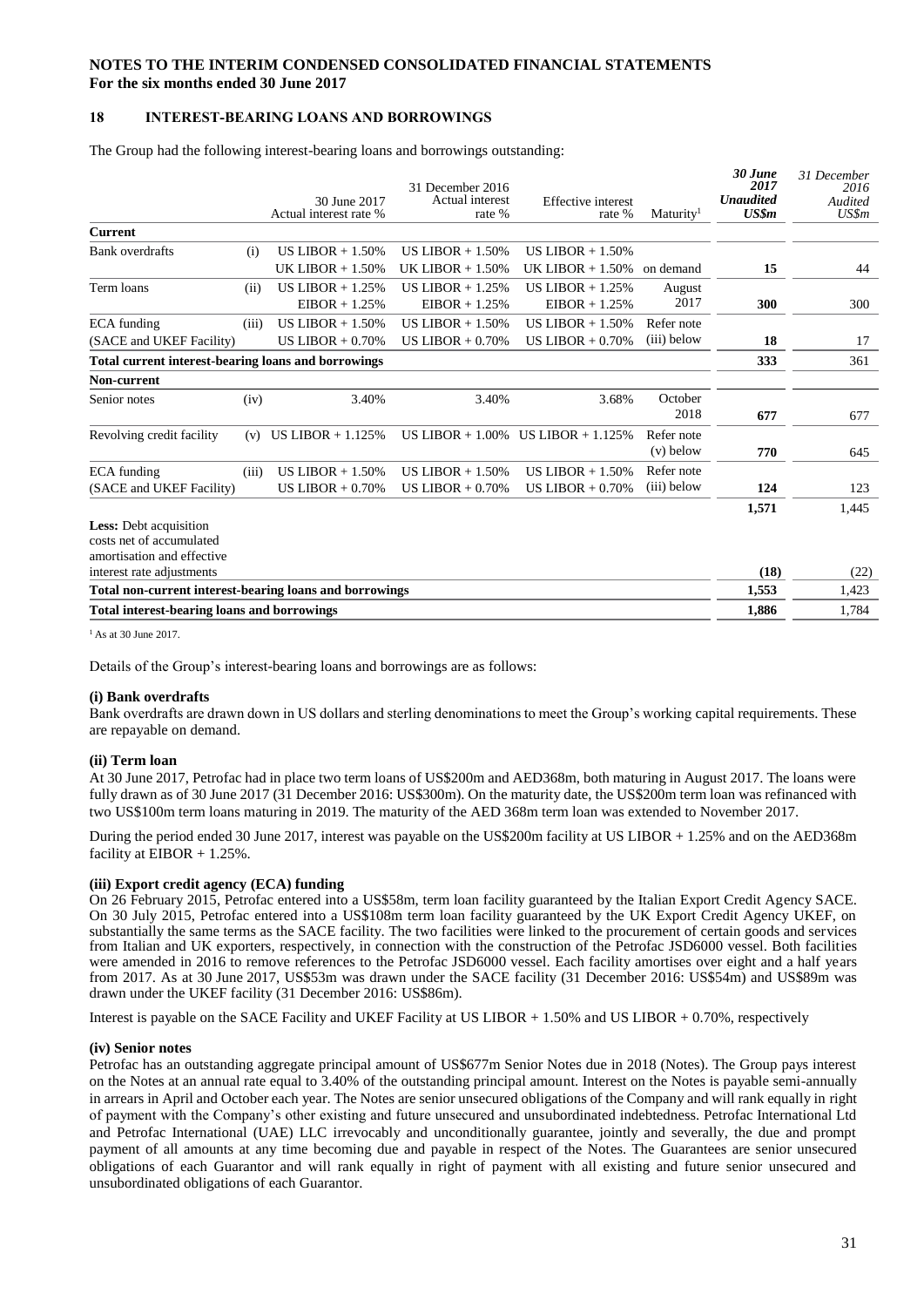**NOTES TO THE INTERIM CONDENSED CONSOLIDATED FINANCIAL STATEMENTS**
**For the six months ended 30 June 2017**

## 18 INTEREST-BEARING LOANS AND BORROWINGS

The Group had the following interest-bearing loans and borrowings outstanding:

| | | 30 June 2017 Actual interest rate % | 31 December 2016 Actual interest rate % | Effective interest rate % | Maturity[1] | *30 June 2017 Unaudited US$m* | *31 December 2016 Audited US$m* |
|---|---|---|---|---|---|---|---|
| **Current** | | | | | | | |
| Bank overdrafts | (i) | US LIBOR + 1.50% UK LIBOR + 1.50% | US LIBOR + 1.50% UK LIBOR + 1.50% | US LIBOR + 1.50% UK LIBOR + 1.50% | on demand | **15** | 44 |
| Term loans | (ii) | US LIBOR + 1.25% EIBOR + 1.25% | US LIBOR + 1.25% EIBOR + 1.25% | US LIBOR + 1.25% EIBOR + 1.25% | August 2017 | **300** | 300 |
| ECA funding (SACE and UKEF Facility) | (iii) | US LIBOR + 1.50% US LIBOR + 0.70% | US LIBOR + 1.50% US LIBOR + 0.70% | US LIBOR + 1.50% US LIBOR + 0.70% | Refer note (iii) below | **18** | 17 |
| **Total current interest-bearing loans and borrowings** | | | | | | **333** | 361 |
| **Non-current** | | | | | | | |
| Senior notes | (iv) | 3.40% | 3.40% | 3.68% | October 2018 | **677** | 677 |
| Revolving credit facility | (v) | US LIBOR + 1.125% | US LIBOR + 1.00% | US LIBOR + 1.125% | Refer note (v) below | **770** | 645 |
| ECA funding (SACE and UKEF Facility) | (iii) | US LIBOR + 1.50% US LIBOR + 0.70% | US LIBOR + 1.50% US LIBOR + 0.70% | US LIBOR + 1.50% US LIBOR + 0.70% | Refer note (iii) below | **124** | 123 |
| | | | | | | **1,571** | 1,445 |
| **Less:** Debt acquisition costs net of accumulated amortisation and effective interest rate adjustments | | | | | | **(18)** | (22) |
| **Total non-current interest-bearing loans and borrowings** | | | | | | **1,553** | 1,423 |
| **Total interest-bearing loans and borrowings** | | | | | | **1,886** | 1,784 |

[1] As at 30 June 2017.

Details of the Group's interest-bearing loans and borrowings are as follows:

**(i) Bank overdrafts**
Bank overdrafts are drawn down in US dollars and sterling denominations to meet the Group's working capital requirements. These are repayable on demand.

**(ii) Term loan**
At 30 June 2017, Petrofac had in place two term loans of US$200m and AED368m, both maturing in August 2017. The loans were fully drawn as of 30 June 2017 (31 December 2016: US$300m). On the maturity date, the US$200m term loan was refinanced with two US$100m term loans maturing in 2019. The maturity of the AED 368m term loan was extended to November 2017.

During the period ended 30 June 2017, interest was payable on the US$200m facility at US LIBOR + 1.25% and on the AED368m facility at EIBOR + 1.25%.

**(iii) Export credit agency (ECA) funding**
On 26 February 2015, Petrofac entered into a US$58m, term loan facility guaranteed by the Italian Export Credit Agency SACE. On 30 July 2015, Petrofac entered into a US$108m term loan facility guaranteed by the UK Export Credit Agency UKEF, on substantially the same terms as the SACE facility. The two facilities were linked to the procurement of certain goods and services from Italian and UK exporters, respectively, in connection with the construction of the Petrofac JSD6000 vessel. Both facilities were amended in 2016 to remove references to the Petrofac JSD6000 vessel. Each facility amortises over eight and a half years from 2017. As at 30 June 2017, US$53m was drawn under the SACE facility (31 December 2016: US$54m) and US$89m was drawn under the UKEF facility (31 December 2016: US$86m).

Interest is payable on the SACE Facility and UKEF Facility at US LIBOR + 1.50% and US LIBOR + 0.70%, respectively

**(iv) Senior notes**
Petrofac has an outstanding aggregate principal amount of US$677m Senior Notes due in 2018 (Notes). The Group pays interest on the Notes at an annual rate equal to 3.40% of the outstanding principal amount. Interest on the Notes is payable semi-annually in arrears in April and October each year. The Notes are senior unsecured obligations of the Company and will rank equally in right of payment with the Company's other existing and future unsecured and unsubordinated indebtedness. Petrofac International Ltd and Petrofac International (UAE) LLC irrevocably and unconditionally guarantee, jointly and severally, the due and prompt payment of all amounts at any time becoming due and payable in respect of the Notes. The Guarantees are senior unsecured obligations of each Guarantor and will rank equally in right of payment with all existing and future senior unsecured and unsubordinated obligations of each Guarantor.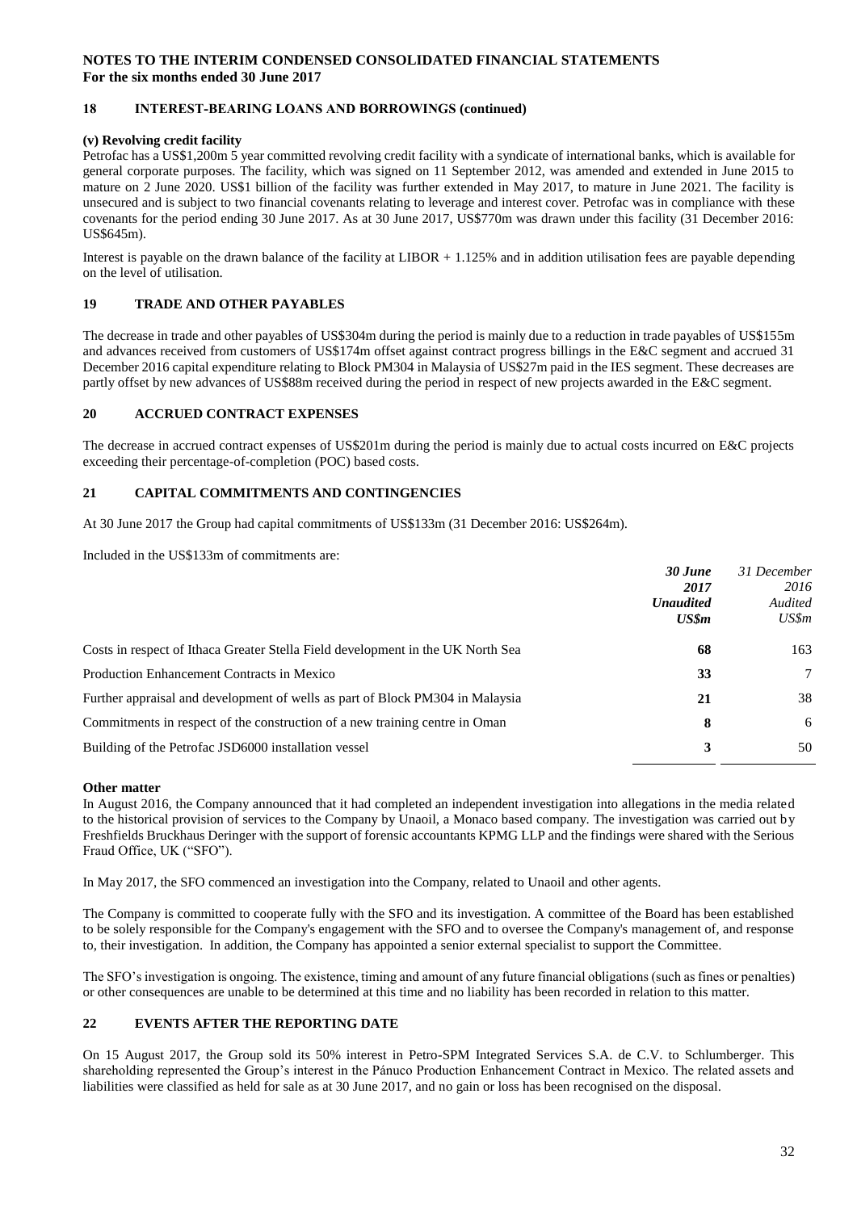**NOTES TO THE INTERIM CONDENSED CONSOLIDATED FINANCIAL STATEMENTS**
**For the six months ended 30 June 2017**

## 18 INTEREST-BEARING LOANS AND BORROWINGS (continued)

**(v) Revolving credit facility**

Petrofac has a US$1,200m 5 year committed revolving credit facility with a syndicate of international banks, which is available for general corporate purposes. The facility, which was signed on 11 September 2012, was amended and extended in June 2015 to mature on 2 June 2020. US$1 billion of the facility was further extended in May 2017, to mature in June 2021. The facility is unsecured and is subject to two financial covenants relating to leverage and interest cover. Petrofac was in compliance with these covenants for the period ending 30 June 2017. As at 30 June 2017, US$770m was drawn under this facility (31 December 2016: US$645m).

Interest is payable on the drawn balance of the facility at LIBOR + 1.125% and in addition utilisation fees are payable depending on the level of utilisation.

## 19 TRADE AND OTHER PAYABLES

The decrease in trade and other payables of US$304m during the period is mainly due to a reduction in trade payables of US$155m and advances received from customers of US$174m offset against contract progress billings in the E&C segment and accrued 31 December 2016 capital expenditure relating to Block PM304 in Malaysia of US$27m paid in the IES segment. These decreases are partly offset by new advances of US$88m received during the period in respect of new projects awarded in the E&C segment.

## 20 ACCRUED CONTRACT EXPENSES

The decrease in accrued contract expenses of US$201m during the period is mainly due to actual costs incurred on E&C projects exceeding their percentage-of-completion (POC) based costs.

## 21 CAPITAL COMMITMENTS AND CONTINGENCIES

At 30 June 2017 the Group had capital commitments of US$133m (31 December 2016: US$264m).

Included in the US$133m of commitments are:

| | ***30 June 2017 Unaudited US$m*** | *31 December 2016 Audited US$m* |
|---|---|---|
| Costs in respect of Ithaca Greater Stella Field development in the UK North Sea | **68** | 163 |
| Production Enhancement Contracts in Mexico | **33** | 7 |
| Further appraisal and development of wells as part of Block PM304 in Malaysia | **21** | 38 |
| Commitments in respect of the construction of a new training centre in Oman | **8** | 6 |
| Building of the Petrofac JSD6000 installation vessel | **3** | 50 |

**Other matter**

In August 2016, the Company announced that it had completed an independent investigation into allegations in the media related to the historical provision of services to the Company by Unaoil, a Monaco based company. The investigation was carried out by Freshfields Bruckhaus Deringer with the support of forensic accountants KPMG LLP and the findings were shared with the Serious Fraud Office, UK ("SFO").

In May 2017, the SFO commenced an investigation into the Company, related to Unaoil and other agents.

The Company is committed to cooperate fully with the SFO and its investigation. A committee of the Board has been established to be solely responsible for the Company's engagement with the SFO and to oversee the Company's management of, and response to, their investigation. In addition, the Company has appointed a senior external specialist to support the Committee.

The SFO's investigation is ongoing. The existence, timing and amount of any future financial obligations (such as fines or penalties) or other consequences are unable to be determined at this time and no liability has been recorded in relation to this matter.

## 22 EVENTS AFTER THE REPORTING DATE

On 15 August 2017, the Group sold its 50% interest in Petro-SPM Integrated Services S.A. de C.V. to Schlumberger. This shareholding represented the Group's interest in the Pánuco Production Enhancement Contract in Mexico. The related assets and liabilities were classified as held for sale as at 30 June 2017, and no gain or loss has been recognised on the disposal.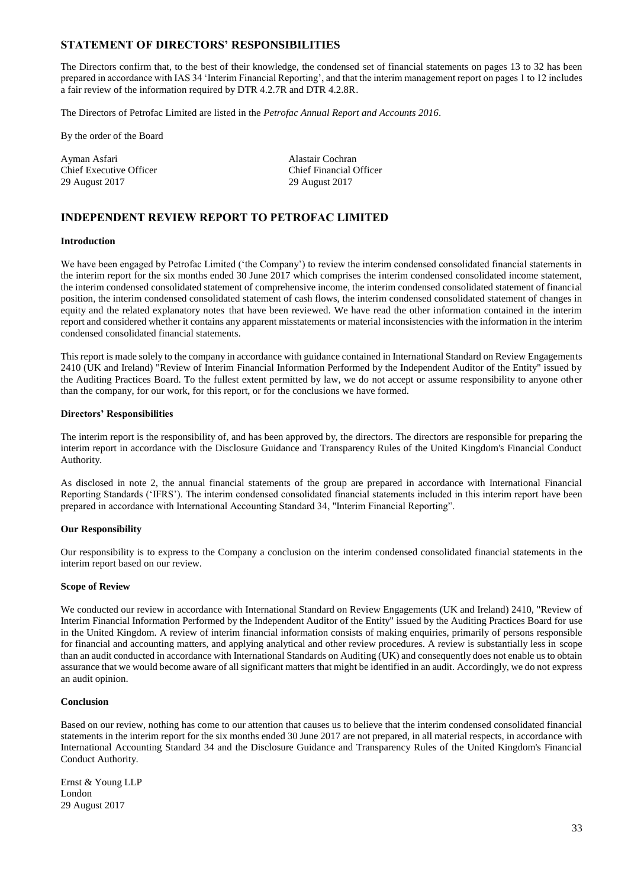## STATEMENT OF DIRECTORS' RESPONSIBILITIES

The Directors confirm that, to the best of their knowledge, the condensed set of financial statements on pages 13 to 32 has been prepared in accordance with IAS 34 'Interim Financial Reporting', and that the interim management report on pages 1 to 12 includes a fair review of the information required by DTR 4.2.7R and DTR 4.2.8R.

The Directors of Petrofac Limited are listed in the *Petrofac Annual Report and Accounts 2016*.

By the order of the Board

Ayman Asfari
Chief Executive Officer
29 August 2017

Alastair Cochran
Chief Financial Officer
29 August 2017

## INDEPENDENT REVIEW REPORT TO PETROFAC LIMITED

**Introduction**

We have been engaged by Petrofac Limited ('the Company') to review the interim condensed consolidated financial statements in the interim report for the six months ended 30 June 2017 which comprises the interim condensed consolidated income statement, the interim condensed consolidated statement of comprehensive income, the interim condensed consolidated statement of financial position, the interim condensed consolidated statement of cash flows, the interim condensed consolidated statement of changes in equity and the related explanatory notes that have been reviewed. We have read the other information contained in the interim report and considered whether it contains any apparent misstatements or material inconsistencies with the information in the interim condensed consolidated financial statements.

This report is made solely to the company in accordance with guidance contained in International Standard on Review Engagements 2410 (UK and Ireland) "Review of Interim Financial Information Performed by the Independent Auditor of the Entity" issued by the Auditing Practices Board. To the fullest extent permitted by law, we do not accept or assume responsibility to anyone other than the company, for our work, for this report, or for the conclusions we have formed.

**Directors' Responsibilities**

The interim report is the responsibility of, and has been approved by, the directors. The directors are responsible for preparing the interim report in accordance with the Disclosure Guidance and Transparency Rules of the United Kingdom's Financial Conduct Authority.

As disclosed in note 2, the annual financial statements of the group are prepared in accordance with International Financial Reporting Standards ('IFRS'). The interim condensed consolidated financial statements included in this interim report have been prepared in accordance with International Accounting Standard 34, "Interim Financial Reporting".

**Our Responsibility**

Our responsibility is to express to the Company a conclusion on the interim condensed consolidated financial statements in the interim report based on our review.

**Scope of Review**

We conducted our review in accordance with International Standard on Review Engagements (UK and Ireland) 2410, "Review of Interim Financial Information Performed by the Independent Auditor of the Entity" issued by the Auditing Practices Board for use in the United Kingdom. A review of interim financial information consists of making enquiries, primarily of persons responsible for financial and accounting matters, and applying analytical and other review procedures. A review is substantially less in scope than an audit conducted in accordance with International Standards on Auditing (UK) and consequently does not enable us to obtain assurance that we would become aware of all significant matters that might be identified in an audit. Accordingly, we do not express an audit opinion.

**Conclusion**

Based on our review, nothing has come to our attention that causes us to believe that the interim condensed consolidated financial statements in the interim report for the six months ended 30 June 2017 are not prepared, in all material respects, in accordance with International Accounting Standard 34 and the Disclosure Guidance and Transparency Rules of the United Kingdom's Financial Conduct Authority.

Ernst & Young LLP
London
29 August 2017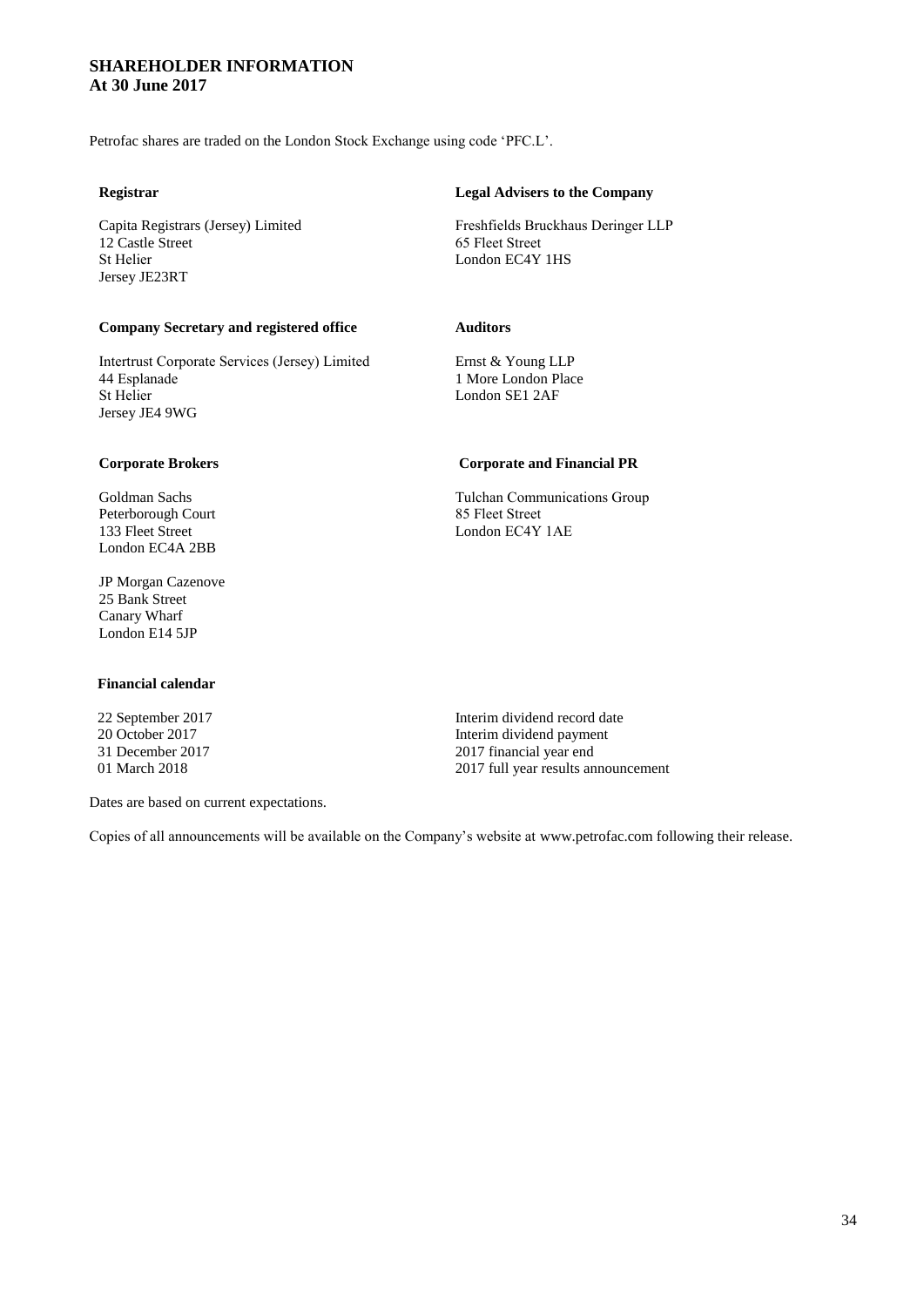## SHAREHOLDER INFORMATION
## At 30 June 2017

Petrofac shares are traded on the London Stock Exchange using code 'PFC.L'.

**Registrar**

Capita Registrars (Jersey) Limited
12 Castle Street
St Helier
Jersey JE23RT

**Legal Advisers to the Company**

Freshfields Bruckhaus Deringer LLP
65 Fleet Street
London EC4Y 1HS

**Company Secretary and registered office**

Intertrust Corporate Services (Jersey) Limited
44 Esplanade
St Helier
Jersey JE4 9WG

**Auditors**

Ernst & Young LLP
1 More London Place
London SE1 2AF

**Corporate Brokers**

Goldman Sachs
Peterborough Court
133 Fleet Street
London EC4A 2BB

JP Morgan Cazenove
25 Bank Street
Canary Wharf
London E14 5JP

**Corporate and Financial PR**

Tulchan Communications Group
85 Fleet Street
London EC4Y 1AE

**Financial calendar**

| | |
|---|---|
| 22 September 2017 | Interim dividend record date |
| 20 October 2017 | Interim dividend payment |
| 31 December 2017 | 2017 financial year end |
| 01 March 2018 | 2017 full year results announcement |

Dates are based on current expectations.

Copies of all announcements will be available on the Company's website at www.petrofac.com following their release.